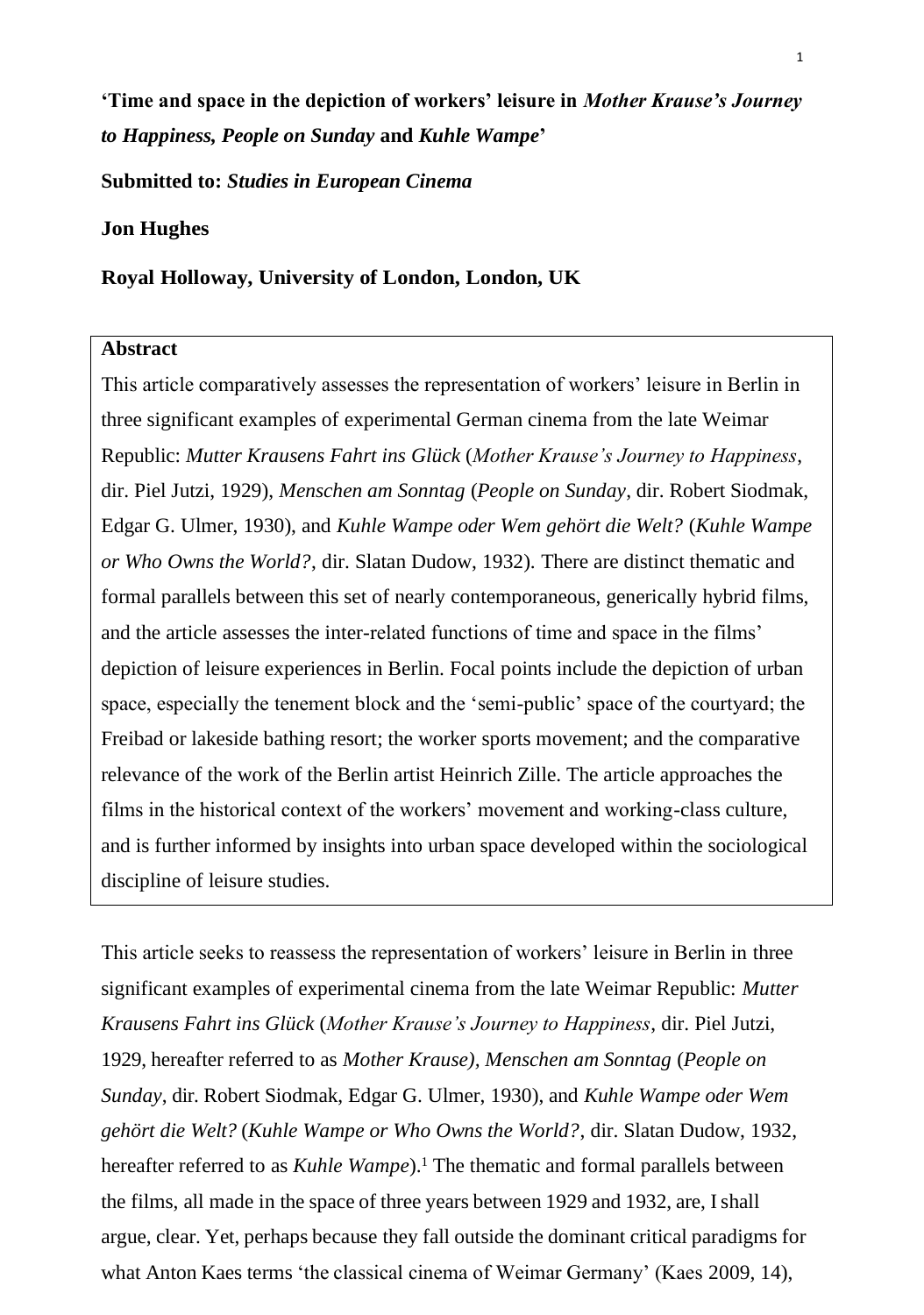**'Time and space in the depiction of workers' leisure in *Mother Krause's Journey to Happiness, People on Sunday* and *Kuhle Wampe*'**

**Submitted to: *Studies in European Cinema***

**Jon Hughes**

**Royal Holloway, University of London, London, UK**

**Abstract**

This article comparatively assesses the representation of workers' leisure in Berlin in three significant examples of experimental German cinema from the late Weimar Republic: *Mutter Krausens Fahrt ins Glück* (*Mother Krause's Journey to Happiness*, dir. Piel Jutzi, 1929), *Menschen am Sonntag* (*People on Sunday*, dir. Robert Siodmak, Edgar G. Ulmer, 1930), and *Kuhle Wampe oder Wem gehört die Welt?* (*Kuhle Wampe or Who Owns the World?*, dir. Slatan Dudow, 1932). There are distinct thematic and formal parallels between this set of nearly contemporaneous, generically hybrid films, and the article assesses the inter-related functions of time and space in the films' depiction of leisure experiences in Berlin. Focal points include the depiction of urban space, especially the tenement block and the 'semi-public' space of the courtyard; the Freibad or lakeside bathing resort; the worker sports movement; and the comparative relevance of the work of the Berlin artist Heinrich Zille. The article approaches the films in the historical context of the workers' movement and working-class culture, and is further informed by insights into urban space developed within the sociological discipline of leisure studies.

This article seeks to reassess the representation of workers' leisure in Berlin in three significant examples of experimental cinema from the late Weimar Republic: *Mutter Krausens Fahrt ins Glück* (*Mother Krause's Journey to Happiness*, dir. Piel Jutzi, 1929, hereafter referred to as *Mother Krause), Menschen am Sonntag* (*People on Sunday*, dir. Robert Siodmak, Edgar G. Ulmer, 1930), and *Kuhle Wampe oder Wem gehört die Welt?* (*Kuhle Wampe or Who Owns the World?*, dir. Slatan Dudow, 1932, hereafter referred to as *Kuhle Wampe*).[1] The thematic and formal parallels between the films, all made in the space of three years between 1929 and 1932, are, I shall argue, clear. Yet, perhaps because they fall outside the dominant critical paradigms for what Anton Kaes terms 'the classical cinema of Weimar Germany' (Kaes 2009, 14),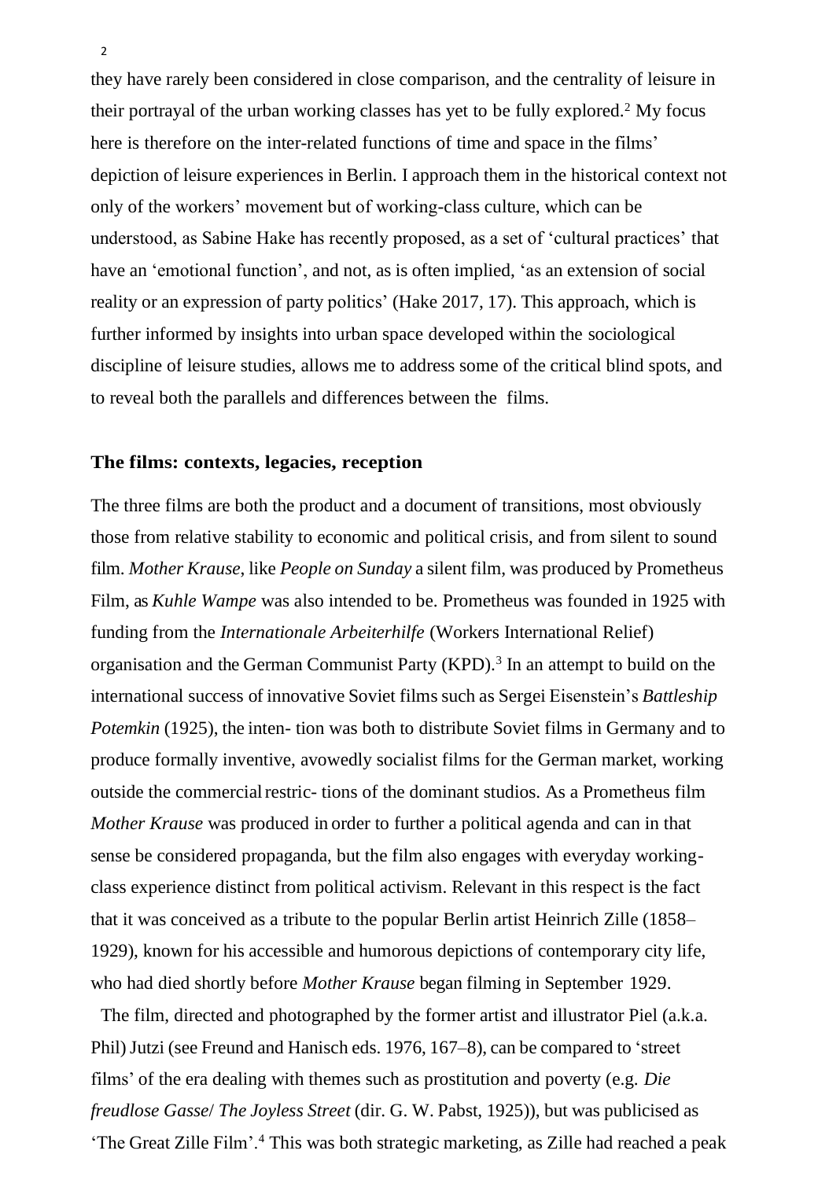they have rarely been considered in close comparison, and the centrality of leisure in their portrayal of the urban working classes has yet to be fully explored.[2] My focus here is therefore on the inter-related functions of time and space in the films' depiction of leisure experiences in Berlin. I approach them in the historical context not only of the workers' movement but of working-class culture, which can be understood, as Sabine Hake has recently proposed, as a set of 'cultural practices' that have an 'emotional function', and not, as is often implied, 'as an extension of social reality or an expression of party politics' (Hake 2017, 17). This approach, which is further informed by insights into urban space developed within the sociological discipline of leisure studies, allows me to address some of the critical blind spots, and to reveal both the parallels and differences between the films.

## The films: contexts, legacies, reception

The three films are both the product and a document of transitions, most obviously those from relative stability to economic and political crisis, and from silent to sound film. *Mother Krause*, like *People on Sunday* a silent film, was produced by Prometheus Film, as *Kuhle Wampe* was also intended to be. Prometheus was founded in 1925 with funding from the *Internationale Arbeiterhilfe* (Workers International Relief) organisation and the German Communist Party (KPD).[3] In an attempt to build on the international success of innovative Soviet films such as Sergei Eisenstein's *Battleship Potemkin* (1925), the inten- tion was both to distribute Soviet films in Germany and to produce formally inventive, avowedly socialist films for the German market, working outside the commercial restric- tions of the dominant studios. As a Prometheus film *Mother Krause* was produced in order to further a political agenda and can in that sense be considered propaganda, but the film also engages with everyday working-class experience distinct from political activism. Relevant in this respect is the fact that it was conceived as a tribute to the popular Berlin artist Heinrich Zille (1858–1929), known for his accessible and humorous depictions of contemporary city life, who had died shortly before *Mother Krause* began filming in September 1929.

The film, directed and photographed by the former artist and illustrator Piel (a.k.a. Phil) Jutzi (see Freund and Hanisch eds. 1976, 167–8), can be compared to 'street films' of the era dealing with themes such as prostitution and poverty (e.g. *Die freudlose Gasse*/ *The Joyless Street* (dir. G. W. Pabst, 1925)), but was publicised as 'The Great Zille Film'.[4] This was both strategic marketing, as Zille had reached a peak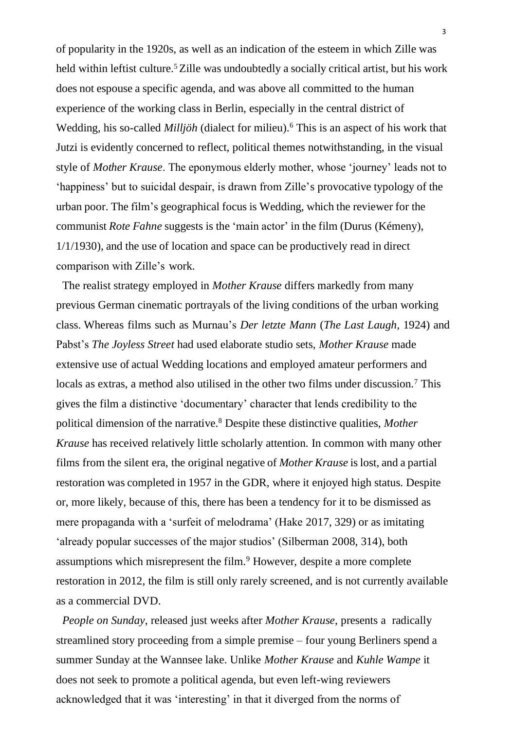of popularity in the 1920s, as well as an indication of the esteem in which Zille was held within leftist culture.[5] Zille was undoubtedly a socially critical artist, but his work does not espouse a specific agenda, and was above all committed to the human experience of the working class in Berlin, especially in the central district of Wedding, his so-called *Milljöh* (dialect for milieu).[6] This is an aspect of his work that Jutzi is evidently concerned to reflect, political themes notwithstanding, in the visual style of *Mother Krause*. The eponymous elderly mother, whose 'journey' leads not to 'happiness' but to suicidal despair, is drawn from Zille's provocative typology of the urban poor. The film's geographical focus is Wedding, which the reviewer for the communist *Rote Fahne* suggests is the 'main actor' in the film (Durus (Kémeny), 1/1/1930), and the use of location and space can be productively read in direct comparison with Zille's work.

The realist strategy employed in *Mother Krause* differs markedly from many previous German cinematic portrayals of the living conditions of the urban working class. Whereas films such as Murnau's *Der letzte Mann* (*The Last Laugh*, 1924) and Pabst's *The Joyless Street* had used elaborate studio sets, *Mother Krause* made extensive use of actual Wedding locations and employed amateur performers and locals as extras, a method also utilised in the other two films under discussion.[7] This gives the film a distinctive 'documentary' character that lends credibility to the political dimension of the narrative.[8] Despite these distinctive qualities, *Mother Krause* has received relatively little scholarly attention. In common with many other films from the silent era, the original negative of *Mother Krause* is lost, and a partial restoration was completed in 1957 in the GDR, where it enjoyed high status. Despite or, more likely, because of this, there has been a tendency for it to be dismissed as mere propaganda with a 'surfeit of melodrama' (Hake 2017, 329) or as imitating 'already popular successes of the major studios' (Silberman 2008, 314), both assumptions which misrepresent the film.[9] However, despite a more complete restoration in 2012, the film is still only rarely screened, and is not currently available as a commercial DVD.

*People on Sunday*, released just weeks after *Mother Krause*, presents a radically streamlined story proceeding from a simple premise – four young Berliners spend a summer Sunday at the Wannsee lake. Unlike *Mother Krause* and *Kuhle Wampe* it does not seek to promote a political agenda, but even left-wing reviewers acknowledged that it was 'interesting' in that it diverged from the norms of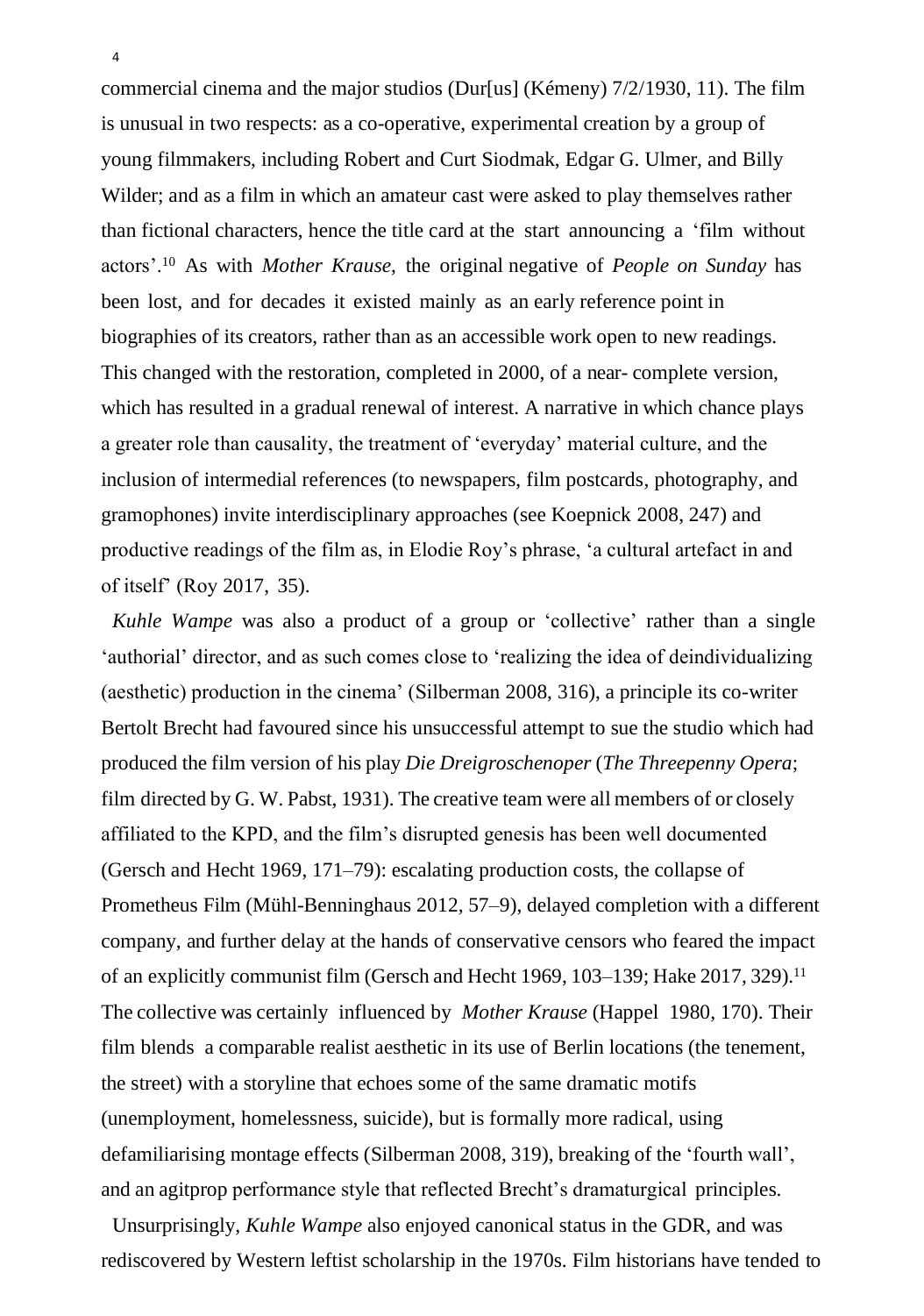commercial cinema and the major studios (Dur[us] (Kémeny) 7/2/1930, 11). The film is unusual in two respects: as a co-operative, experimental creation by a group of young filmmakers, including Robert and Curt Siodmak, Edgar G. Ulmer, and Billy Wilder; and as a film in which an amateur cast were asked to play themselves rather than fictional characters, hence the title card at the start announcing a 'film without actors'.[10] As with *Mother Krause*, the original negative of *People on Sunday* has been lost, and for decades it existed mainly as an early reference point in biographies of its creators, rather than as an accessible work open to new readings. This changed with the restoration, completed in 2000, of a near- complete version, which has resulted in a gradual renewal of interest. A narrative in which chance plays a greater role than causality, the treatment of 'everyday' material culture, and the inclusion of intermedial references (to newspapers, film postcards, photography, and gramophones) invite interdisciplinary approaches (see Koepnick 2008, 247) and productive readings of the film as, in Elodie Roy's phrase, 'a cultural artefact in and of itself' (Roy 2017, 35).

*Kuhle Wampe* was also a product of a group or 'collective' rather than a single 'authorial' director, and as such comes close to 'realizing the idea of deindividualizing (aesthetic) production in the cinema' (Silberman 2008, 316), a principle its co-writer Bertolt Brecht had favoured since his unsuccessful attempt to sue the studio which had produced the film version of his play *Die Dreigroschenoper* (*The Threepenny Opera*; film directed by G. W. Pabst, 1931). The creative team were all members of or closely affiliated to the KPD, and the film's disrupted genesis has been well documented (Gersch and Hecht 1969, 171–79): escalating production costs, the collapse of Prometheus Film (Mühl-Benninghaus 2012, 57–9), delayed completion with a different company, and further delay at the hands of conservative censors who feared the impact of an explicitly communist film (Gersch and Hecht 1969, 103–139; Hake 2017, 329).[11] The collective was certainly influenced by *Mother Krause* (Happel 1980, 170). Their film blends a comparable realist aesthetic in its use of Berlin locations (the tenement, the street) with a storyline that echoes some of the same dramatic motifs (unemployment, homelessness, suicide), but is formally more radical, using defamiliarising montage effects (Silberman 2008, 319), breaking of the 'fourth wall', and an agitprop performance style that reflected Brecht's dramaturgical principles.

Unsurprisingly, *Kuhle Wampe* also enjoyed canonical status in the GDR, and was rediscovered by Western leftist scholarship in the 1970s. Film historians have tended to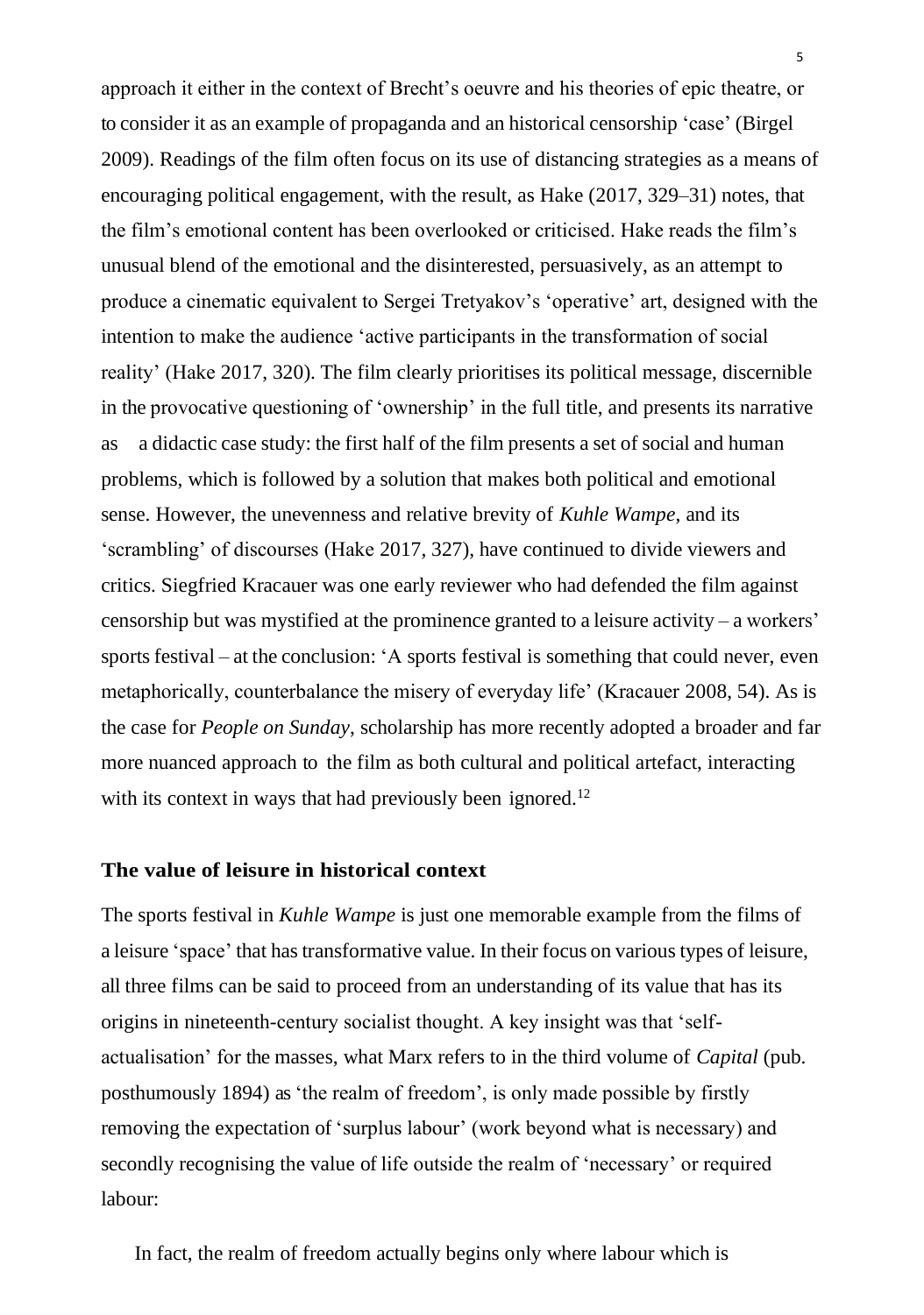approach it either in the context of Brecht's oeuvre and his theories of epic theatre, or to consider it as an example of propaganda and an historical censorship 'case' (Birgel 2009). Readings of the film often focus on its use of distancing strategies as a means of encouraging political engagement, with the result, as Hake (2017, 329–31) notes, that the film's emotional content has been overlooked or criticised. Hake reads the film's unusual blend of the emotional and the disinterested, persuasively, as an attempt to produce a cinematic equivalent to Sergei Tretyakov's 'operative' art, designed with the intention to make the audience 'active participants in the transformation of social reality' (Hake 2017, 320). The film clearly prioritises its political message, discernible in the provocative questioning of 'ownership' in the full title, and presents its narrative as a didactic case study: the first half of the film presents a set of social and human problems, which is followed by a solution that makes both political and emotional sense. However, the unevenness and relative brevity of *Kuhle Wampe*, and its 'scrambling' of discourses (Hake 2017, 327), have continued to divide viewers and critics. Siegfried Kracauer was one early reviewer who had defended the film against censorship but was mystified at the prominence granted to a leisure activity – a workers' sports festival – at the conclusion: 'A sports festival is something that could never, even metaphorically, counterbalance the misery of everyday life' (Kracauer 2008, 54). As is the case for *People on Sunday*, scholarship has more recently adopted a broader and far more nuanced approach to the film as both cultural and political artefact, interacting with its context in ways that had previously been ignored.[12]

## The value of leisure in historical context

The sports festival in *Kuhle Wampe* is just one memorable example from the films of a leisure 'space' that has transformative value. In their focus on various types of leisure, all three films can be said to proceed from an understanding of its value that has its origins in nineteenth-century socialist thought. A key insight was that 'self-actualisation' for the masses, what Marx refers to in the third volume of *Capital* (pub. posthumously 1894) as 'the realm of freedom', is only made possible by firstly removing the expectation of 'surplus labour' (work beyond what is necessary) and secondly recognising the value of life outside the realm of 'necessary' or required labour:

> In fact, the realm of freedom actually begins only where labour which is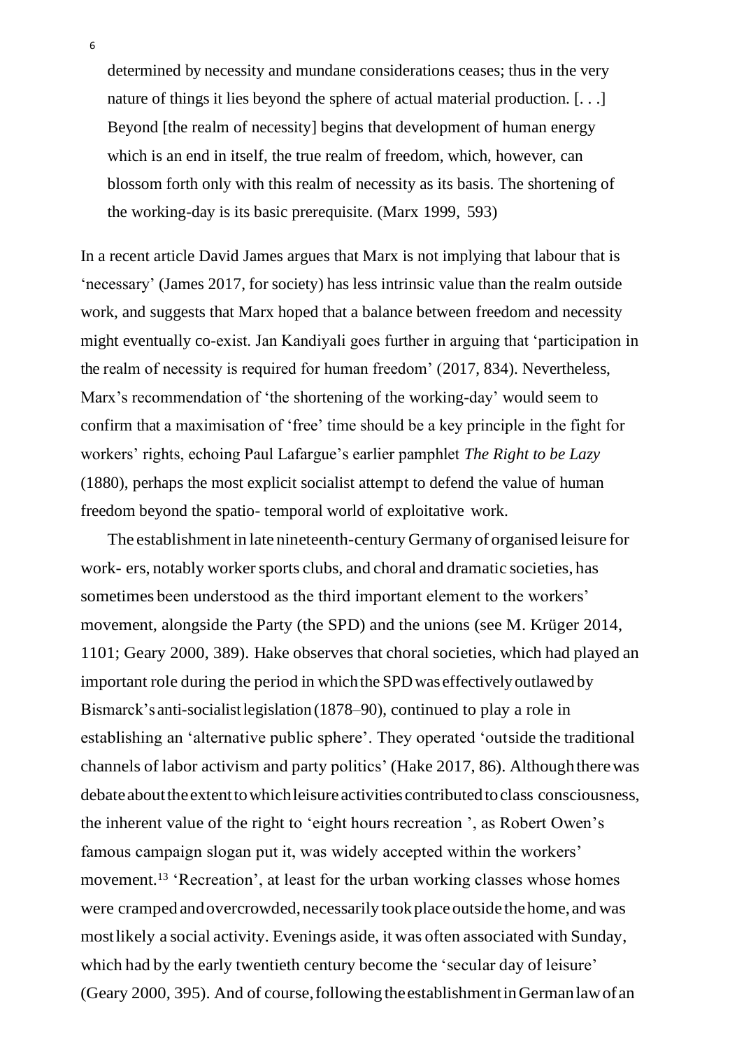> determined by necessity and mundane considerations ceases; thus in the very nature of things it lies beyond the sphere of actual material production. [. . .] Beyond [the realm of necessity] begins that development of human energy which is an end in itself, the true realm of freedom, which, however, can blossom forth only with this realm of necessity as its basis. The shortening of the working-day is its basic prerequisite. (Marx 1999, 593)

In a recent article David James argues that Marx is not implying that labour that is 'necessary' (James 2017, for society) has less intrinsic value than the realm outside work, and suggests that Marx hoped that a balance between freedom and necessity might eventually co-exist. Jan Kandiyali goes further in arguing that 'participation in the realm of necessity is required for human freedom' (2017, 834). Nevertheless, Marx's recommendation of 'the shortening of the working-day' would seem to confirm that a maximisation of 'free' time should be a key principle in the fight for workers' rights, echoing Paul Lafargue's earlier pamphlet *The Right to be Lazy* (1880), perhaps the most explicit socialist attempt to defend the value of human freedom beyond the spatio- temporal world of exploitative work.

The establishment in late nineteenth-century Germany of organised leisure for work- ers, notably worker sports clubs, and choral and dramatic societies, has sometimes been understood as the third important element to the workers' movement, alongside the Party (the SPD) and the unions (see M. Krüger 2014, 1101; Geary 2000, 389). Hake observes that choral societies, which had played an important role during the period in which the SPD was effectively outlawed by Bismarck's anti-socialist legislation (1878–90), continued to play a role in establishing an 'alternative public sphere'. They operated 'outside the traditional channels of labor activism and party politics' (Hake 2017, 86). Although there was debate about the extent to which leisure activities contributed to class consciousness, the inherent value of the right to 'eight hours recreation ', as Robert Owen's famous campaign slogan put it, was widely accepted within the workers' movement.[13] 'Recreation', at least for the urban working classes whose homes were cramped and overcrowded, necessarily took place outside the home, and was most likely a social activity. Evenings aside, it was often associated with Sunday, which had by the early twentieth century become the 'secular day of leisure' (Geary 2000, 395). And of course, following the establishment in German law of an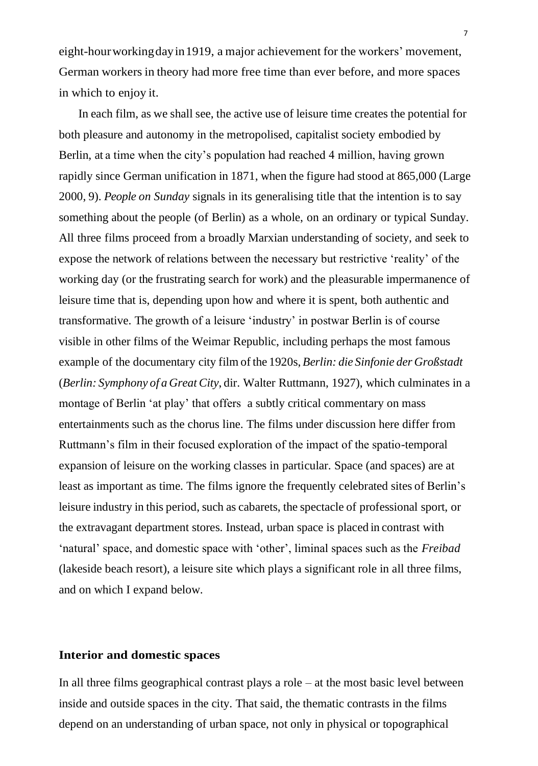eight-hour working day in 1919, a major achievement for the workers' movement, German workers in theory had more free time than ever before, and more spaces in which to enjoy it.

In each film, as we shall see, the active use of leisure time creates the potential for both pleasure and autonomy in the metropolised, capitalist society embodied by Berlin, at a time when the city's population had reached 4 million, having grown rapidly since German unification in 1871, when the figure had stood at 865,000 (Large 2000, 9). *People on Sunday* signals in its generalising title that the intention is to say something about the people (of Berlin) as a whole, on an ordinary or typical Sunday. All three films proceed from a broadly Marxian understanding of society, and seek to expose the network of relations between the necessary but restrictive 'reality' of the working day (or the frustrating search for work) and the pleasurable impermanence of leisure time that is, depending upon how and where it is spent, both authentic and transformative. The growth of a leisure 'industry' in postwar Berlin is of course visible in other films of the Weimar Republic, including perhaps the most famous example of the documentary city film of the 1920s, *Berlin: die Sinfonie der Großstadt* (*Berlin: Symphony of a Great City*, dir. Walter Ruttmann, 1927), which culminates in a montage of Berlin 'at play' that offers a subtly critical commentary on mass entertainments such as the chorus line. The films under discussion here differ from Ruttmann's film in their focused exploration of the impact of the spatio-temporal expansion of leisure on the working classes in particular. Space (and spaces) are at least as important as time. The films ignore the frequently celebrated sites of Berlin's leisure industry in this period, such as cabarets, the spectacle of professional sport, or the extravagant department stores. Instead, urban space is placed in contrast with 'natural' space, and domestic space with 'other', liminal spaces such as the *Freibad* (lakeside beach resort), a leisure site which plays a significant role in all three films, and on which I expand below.

## Interior and domestic spaces

In all three films geographical contrast plays a role – at the most basic level between inside and outside spaces in the city. That said, the thematic contrasts in the films depend on an understanding of urban space, not only in physical or topographical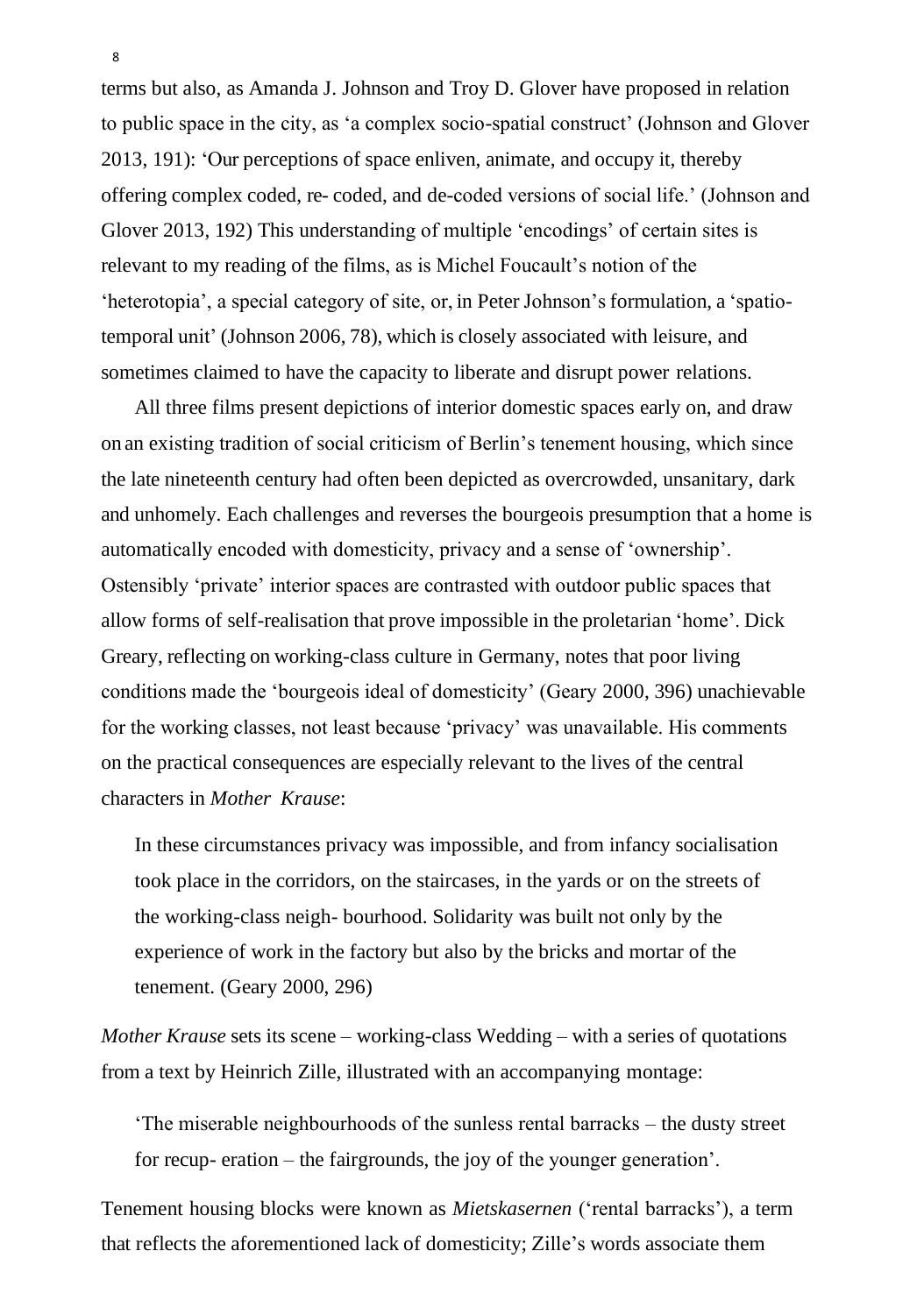terms but also, as Amanda J. Johnson and Troy D. Glover have proposed in relation to public space in the city, as 'a complex socio-spatial construct' (Johnson and Glover 2013, 191): 'Our perceptions of space enliven, animate, and occupy it, thereby offering complex coded, re- coded, and de-coded versions of social life.' (Johnson and Glover 2013, 192) This understanding of multiple 'encodings' of certain sites is relevant to my reading of the films, as is Michel Foucault's notion of the 'heterotopia', a special category of site, or, in Peter Johnson's formulation, a 'spatio-temporal unit' (Johnson 2006, 78), which is closely associated with leisure, and sometimes claimed to have the capacity to liberate and disrupt power relations.

All three films present depictions of interior domestic spaces early on, and draw on an existing tradition of social criticism of Berlin's tenement housing, which since the late nineteenth century had often been depicted as overcrowded, unsanitary, dark and unhomely. Each challenges and reverses the bourgeois presumption that a home is automatically encoded with domesticity, privacy and a sense of 'ownership'. Ostensibly 'private' interior spaces are contrasted with outdoor public spaces that allow forms of self-realisation that prove impossible in the proletarian 'home'. Dick Greary, reflecting on working-class culture in Germany, notes that poor living conditions made the 'bourgeois ideal of domesticity' (Geary 2000, 396) unachievable for the working classes, not least because 'privacy' was unavailable. His comments on the practical consequences are especially relevant to the lives of the central characters in *Mother Krause*:

> In these circumstances privacy was impossible, and from infancy socialisation took place in the corridors, on the staircases, in the yards or on the streets of the working-class neigh- bourhood. Solidarity was built not only by the experience of work in the factory but also by the bricks and mortar of the tenement. (Geary 2000, 296)

*Mother Krause* sets its scene – working-class Wedding – with a series of quotations from a text by Heinrich Zille, illustrated with an accompanying montage:

> 'The miserable neighbourhoods of the sunless rental barracks – the dusty street for recup- eration – the fairgrounds, the joy of the younger generation'.

Tenement housing blocks were known as *Mietskasernen* ('rental barracks'), a term that reflects the aforementioned lack of domesticity; Zille's words associate them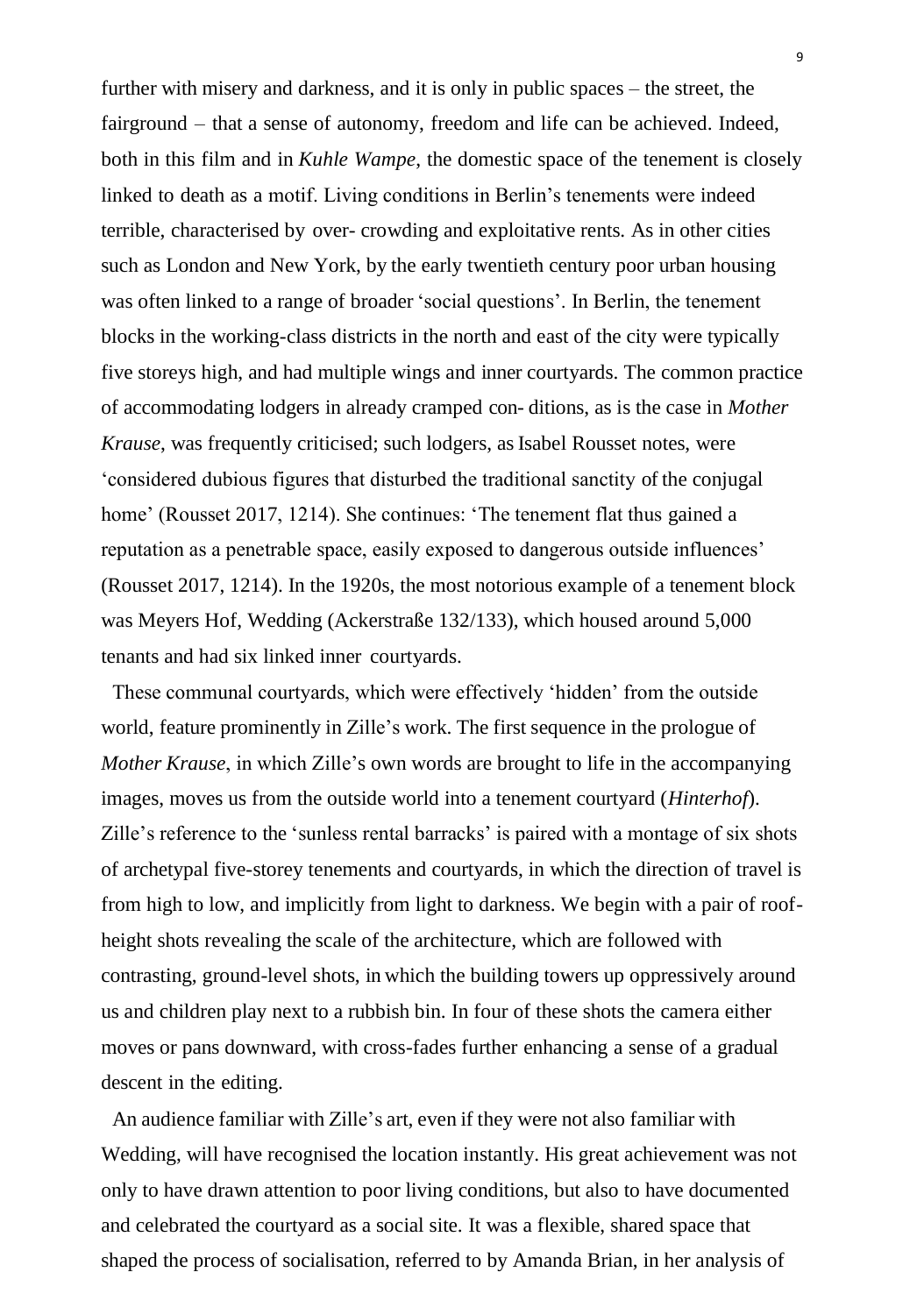further with misery and darkness, and it is only in public spaces – the street, the fairground – that a sense of autonomy, freedom and life can be achieved. Indeed, both in this film and in *Kuhle Wampe*, the domestic space of the tenement is closely linked to death as a motif. Living conditions in Berlin's tenements were indeed terrible, characterised by over- crowding and exploitative rents. As in other cities such as London and New York, by the early twentieth century poor urban housing was often linked to a range of broader 'social questions'. In Berlin, the tenement blocks in the working-class districts in the north and east of the city were typically five storeys high, and had multiple wings and inner courtyards. The common practice of accommodating lodgers in already cramped con- ditions, as is the case in *Mother Krause*, was frequently criticised; such lodgers, as Isabel Rousset notes, were 'considered dubious figures that disturbed the traditional sanctity of the conjugal home' (Rousset 2017, 1214). She continues: 'The tenement flat thus gained a reputation as a penetrable space, easily exposed to dangerous outside influences' (Rousset 2017, 1214). In the 1920s, the most notorious example of a tenement block was Meyers Hof, Wedding (Ackerstraße 132/133), which housed around 5,000 tenants and had six linked inner courtyards.

These communal courtyards, which were effectively 'hidden' from the outside world, feature prominently in Zille's work. The first sequence in the prologue of *Mother Krause*, in which Zille's own words are brought to life in the accompanying images, moves us from the outside world into a tenement courtyard (*Hinterhof*). Zille's reference to the 'sunless rental barracks' is paired with a montage of six shots of archetypal five-storey tenements and courtyards, in which the direction of travel is from high to low, and implicitly from light to darkness. We begin with a pair of roof-height shots revealing the scale of the architecture, which are followed with contrasting, ground-level shots, in which the building towers up oppressively around us and children play next to a rubbish bin. In four of these shots the camera either moves or pans downward, with cross-fades further enhancing a sense of a gradual descent in the editing.

An audience familiar with Zille's art, even if they were not also familiar with Wedding, will have recognised the location instantly. His great achievement was not only to have drawn attention to poor living conditions, but also to have documented and celebrated the courtyard as a social site. It was a flexible, shared space that shaped the process of socialisation, referred to by Amanda Brian, in her analysis of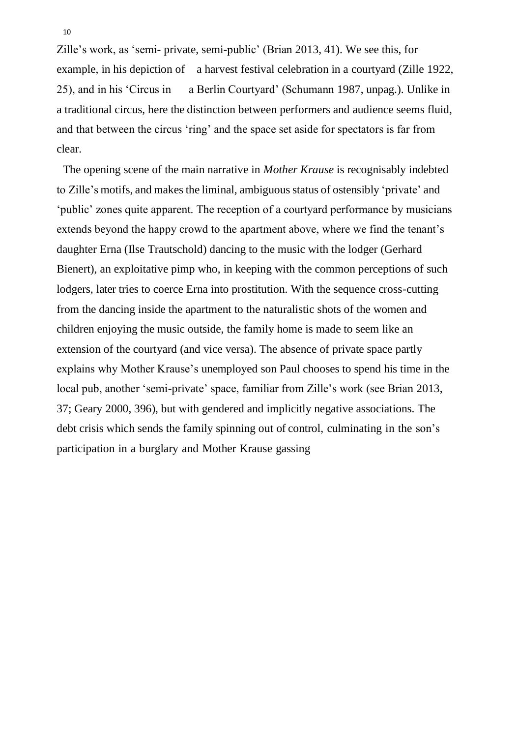Zille's work, as 'semi- private, semi-public' (Brian 2013, 41). We see this, for example, in his depiction of a harvest festival celebration in a courtyard (Zille 1922, 25), and in his 'Circus in a Berlin Courtyard' (Schumann 1987, unpag.). Unlike in a traditional circus, here the distinction between performers and audience seems fluid, and that between the circus 'ring' and the space set aside for spectators is far from clear.

The opening scene of the main narrative in *Mother Krause* is recognisably indebted to Zille's motifs, and makes the liminal, ambiguous status of ostensibly 'private' and 'public' zones quite apparent. The reception of a courtyard performance by musicians extends beyond the happy crowd to the apartment above, where we find the tenant's daughter Erna (Ilse Trautschold) dancing to the music with the lodger (Gerhard Bienert), an exploitative pimp who, in keeping with the common perceptions of such lodgers, later tries to coerce Erna into prostitution. With the sequence cross-cutting from the dancing inside the apartment to the naturalistic shots of the women and children enjoying the music outside, the family home is made to seem like an extension of the courtyard (and vice versa). The absence of private space partly explains why Mother Krause's unemployed son Paul chooses to spend his time in the local pub, another 'semi-private' space, familiar from Zille's work (see Brian 2013, 37; Geary 2000, 396), but with gendered and implicitly negative associations. The debt crisis which sends the family spinning out of control, culminating in the son's participation in a burglary and Mother Krause gassing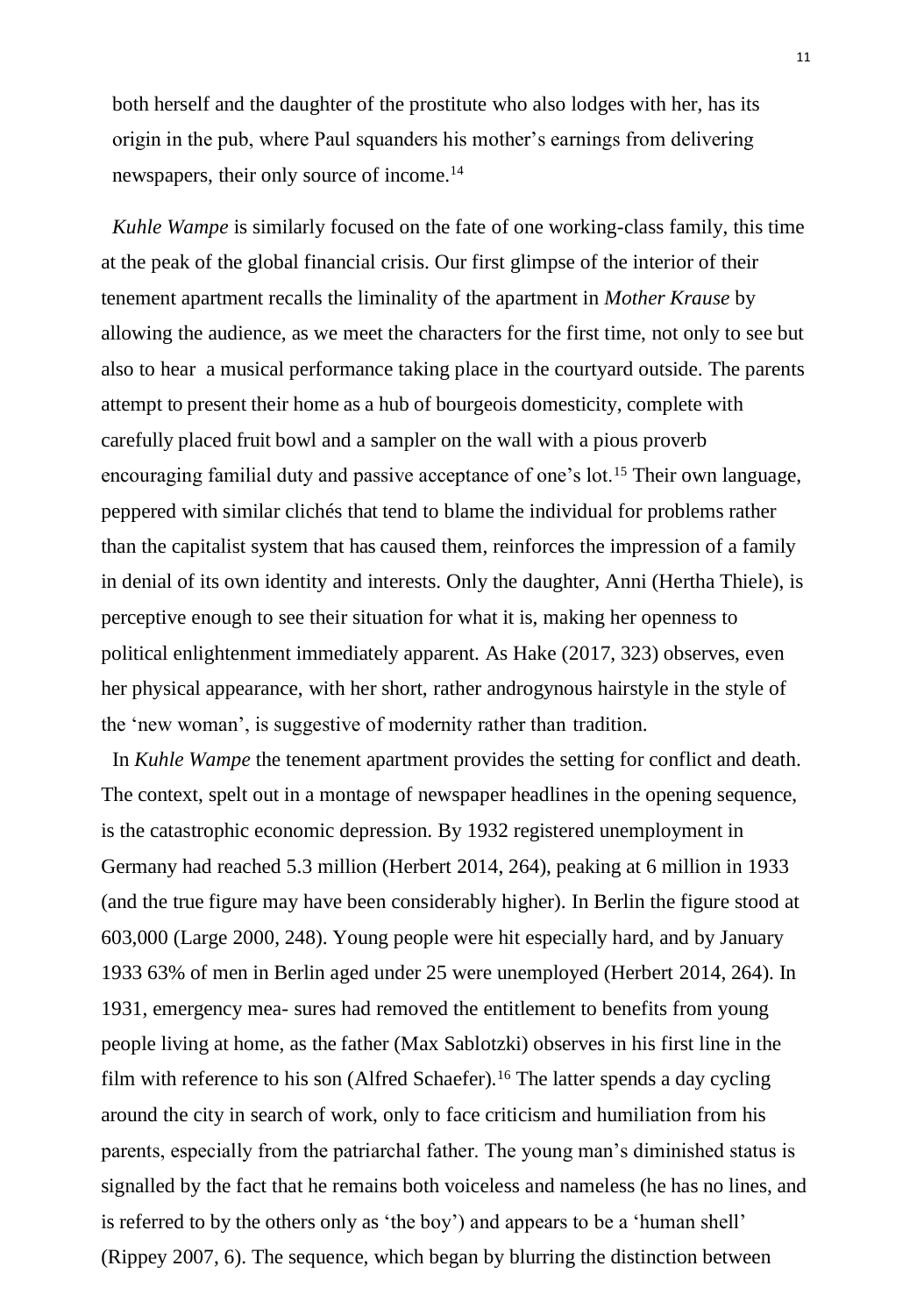both herself and the daughter of the prostitute who also lodges with her, has its origin in the pub, where Paul squanders his mother's earnings from delivering newspapers, their only source of income.[14]

*Kuhle Wampe* is similarly focused on the fate of one working-class family, this time at the peak of the global financial crisis. Our first glimpse of the interior of their tenement apartment recalls the liminality of the apartment in *Mother Krause* by allowing the audience, as we meet the characters for the first time, not only to see but also to hear a musical performance taking place in the courtyard outside. The parents attempt to present their home as a hub of bourgeois domesticity, complete with carefully placed fruit bowl and a sampler on the wall with a pious proverb encouraging familial duty and passive acceptance of one's lot.[15] Their own language, peppered with similar clichés that tend to blame the individual for problems rather than the capitalist system that has caused them, reinforces the impression of a family in denial of its own identity and interests. Only the daughter, Anni (Hertha Thiele), is perceptive enough to see their situation for what it is, making her openness to political enlightenment immediately apparent. As Hake (2017, 323) observes, even her physical appearance, with her short, rather androgynous hairstyle in the style of the 'new woman', is suggestive of modernity rather than tradition.

In *Kuhle Wampe* the tenement apartment provides the setting for conflict and death. The context, spelt out in a montage of newspaper headlines in the opening sequence, is the catastrophic economic depression. By 1932 registered unemployment in Germany had reached 5.3 million (Herbert 2014, 264), peaking at 6 million in 1933 (and the true figure may have been considerably higher). In Berlin the figure stood at 603,000 (Large 2000, 248). Young people were hit especially hard, and by January 1933 63% of men in Berlin aged under 25 were unemployed (Herbert 2014, 264). In 1931, emergency mea- sures had removed the entitlement to benefits from young people living at home, as the father (Max Sablotzki) observes in his first line in the film with reference to his son (Alfred Schaefer).[16] The latter spends a day cycling around the city in search of work, only to face criticism and humiliation from his parents, especially from the patriarchal father. The young man's diminished status is signalled by the fact that he remains both voiceless and nameless (he has no lines, and is referred to by the others only as 'the boy') and appears to be a 'human shell' (Rippey 2007, 6). The sequence, which began by blurring the distinction between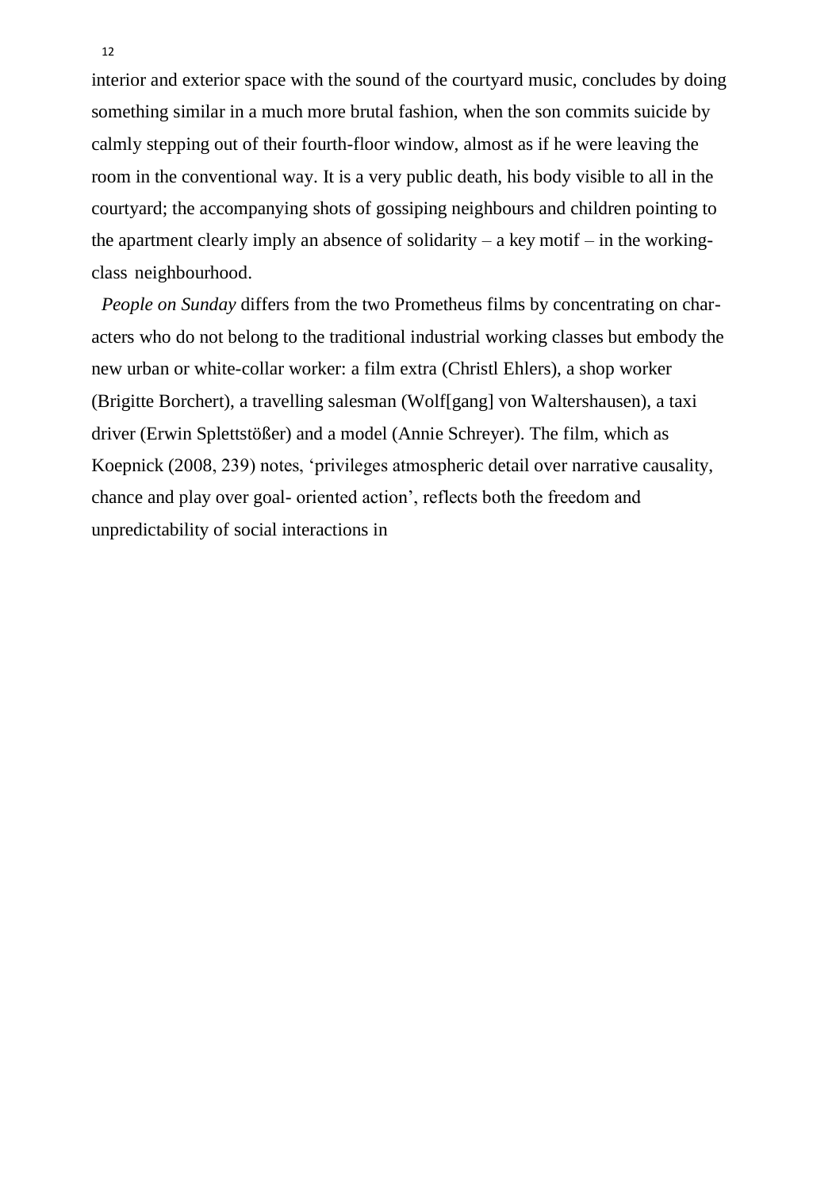interior and exterior space with the sound of the courtyard music, concludes by doing something similar in a much more brutal fashion, when the son commits suicide by calmly stepping out of their fourth-floor window, almost as if he were leaving the room in the conventional way. It is a very public death, his body visible to all in the courtyard; the accompanying shots of gossiping neighbours and children pointing to the apartment clearly imply an absence of solidarity – a key motif – in the working-class neighbourhood.

*People on Sunday* differs from the two Prometheus films by concentrating on characters who do not belong to the traditional industrial working classes but embody the new urban or white-collar worker: a film extra (Christl Ehlers), a shop worker (Brigitte Borchert), a travelling salesman (Wolf[gang] von Waltershausen), a taxi driver (Erwin Splettstößer) and a model (Annie Schreyer). The film, which as Koepnick (2008, 239) notes, 'privileges atmospheric detail over narrative causality, chance and play over goal- oriented action', reflects both the freedom and unpredictability of social interactions in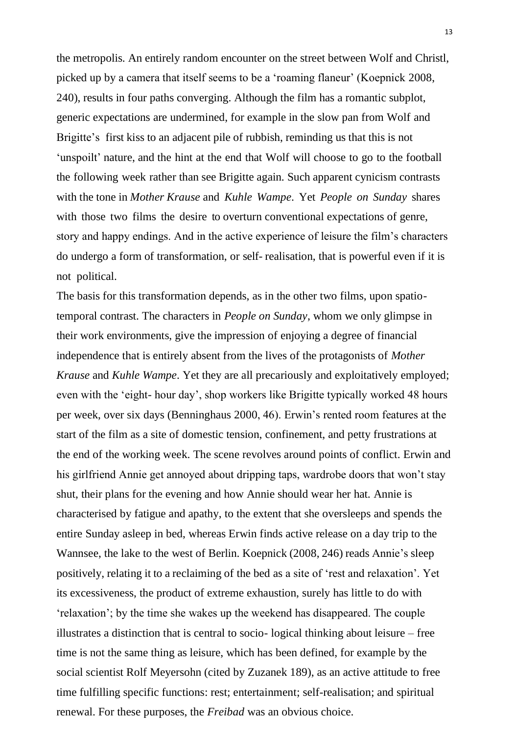the metropolis. An entirely random encounter on the street between Wolf and Christl, picked up by a camera that itself seems to be a 'roaming flaneur' (Koepnick 2008, 240), results in four paths converging. Although the film has a romantic subplot, generic expectations are undermined, for example in the slow pan from Wolf and Brigitte's first kiss to an adjacent pile of rubbish, reminding us that this is not 'unspoilt' nature, and the hint at the end that Wolf will choose to go to the football the following week rather than see Brigitte again. Such apparent cynicism contrasts with the tone in *Mother Krause* and *Kuhle Wampe*. Yet *People on Sunday* shares with those two films the desire to overturn conventional expectations of genre, story and happy endings. And in the active experience of leisure the film's characters do undergo a form of transformation, or self- realisation, that is powerful even if it is not political.

The basis for this transformation depends, as in the other two films, upon spatio-temporal contrast. The characters in *People on Sunday*, whom we only glimpse in their work environments, give the impression of enjoying a degree of financial independence that is entirely absent from the lives of the protagonists of *Mother Krause* and *Kuhle Wampe*. Yet they are all precariously and exploitatively employed; even with the 'eight- hour day', shop workers like Brigitte typically worked 48 hours per week, over six days (Benninghaus 2000, 46). Erwin's rented room features at the start of the film as a site of domestic tension, confinement, and petty frustrations at the end of the working week. The scene revolves around points of conflict. Erwin and his girlfriend Annie get annoyed about dripping taps, wardrobe doors that won't stay shut, their plans for the evening and how Annie should wear her hat. Annie is characterised by fatigue and apathy, to the extent that she oversleeps and spends the entire Sunday asleep in bed, whereas Erwin finds active release on a day trip to the Wannsee, the lake to the west of Berlin. Koepnick (2008, 246) reads Annie's sleep positively, relating it to a reclaiming of the bed as a site of 'rest and relaxation'. Yet its excessiveness, the product of extreme exhaustion, surely has little to do with 'relaxation'; by the time she wakes up the weekend has disappeared. The couple illustrates a distinction that is central to socio- logical thinking about leisure – free time is not the same thing as leisure, which has been defined, for example by the social scientist Rolf Meyersohn (cited by Zuzanek 189), as an active attitude to free time fulfilling specific functions: rest; entertainment; self-realisation; and spiritual renewal. For these purposes, the *Freibad* was an obvious choice.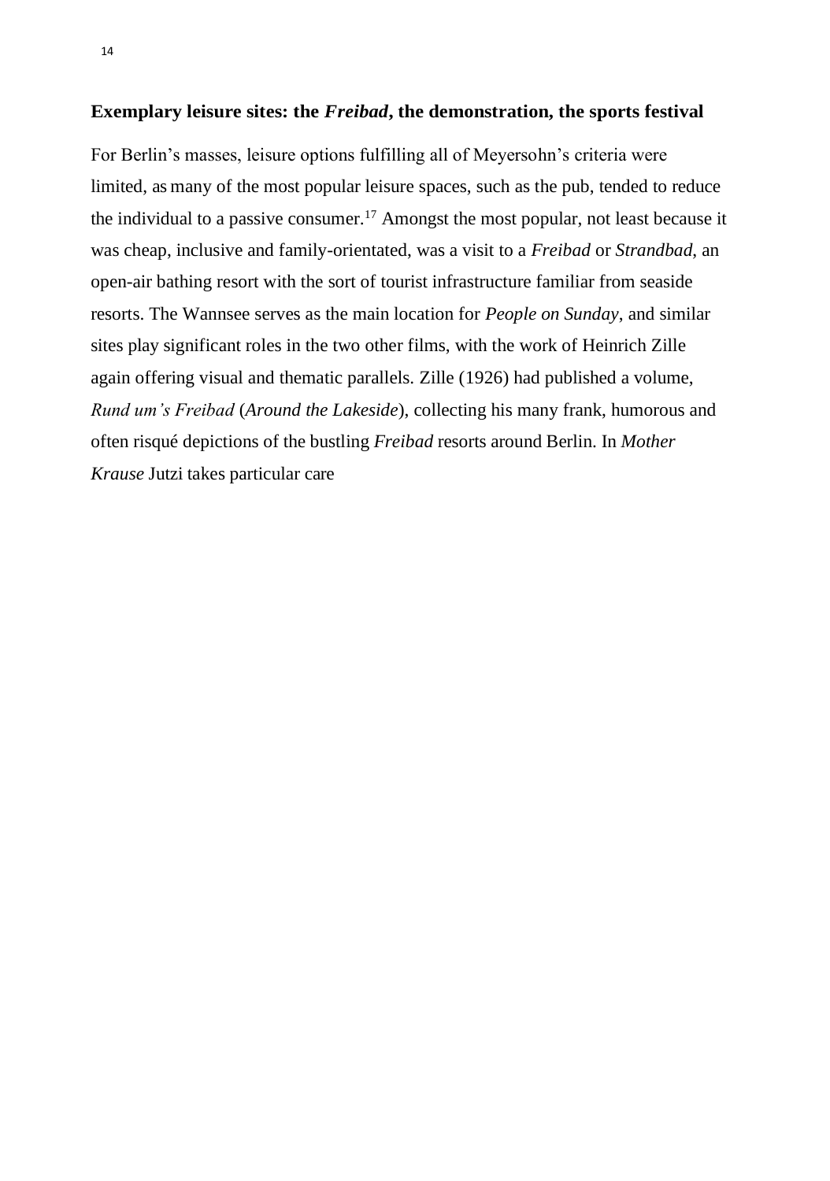## Exemplary leisure sites: the *Freibad*, the demonstration, the sports festival

For Berlin's masses, leisure options fulfilling all of Meyersohn's criteria were limited, as many of the most popular leisure spaces, such as the pub, tended to reduce the individual to a passive consumer.[17] Amongst the most popular, not least because it was cheap, inclusive and family-orientated, was a visit to a *Freibad* or *Strandbad*, an open-air bathing resort with the sort of tourist infrastructure familiar from seaside resorts. The Wannsee serves as the main location for *People on Sunday*, and similar sites play significant roles in the two other films, with the work of Heinrich Zille again offering visual and thematic parallels. Zille (1926) had published a volume, *Rund um's Freibad* (*Around the Lakeside*), collecting his many frank, humorous and often risqué depictions of the bustling *Freibad* resorts around Berlin. In *Mother Krause* Jutzi takes particular care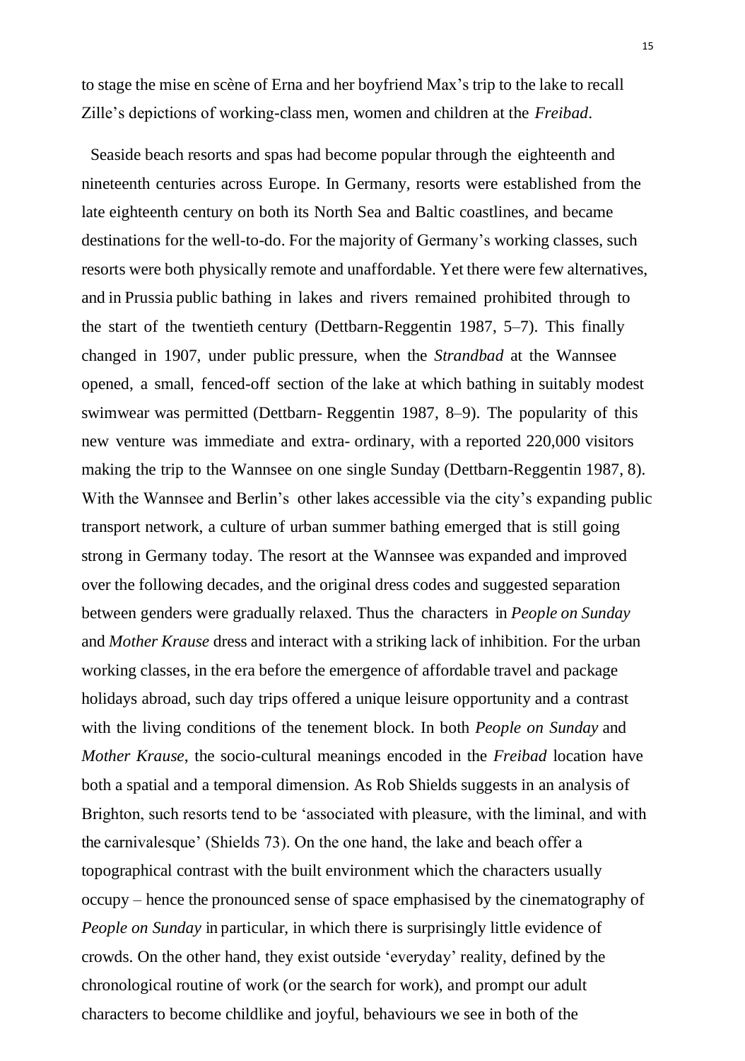to stage the mise en scène of Erna and her boyfriend Max's trip to the lake to recall Zille's depictions of working-class men, women and children at the *Freibad*.

Seaside beach resorts and spas had become popular through the eighteenth and nineteenth centuries across Europe. In Germany, resorts were established from the late eighteenth century on both its North Sea and Baltic coastlines, and became destinations for the well-to-do. For the majority of Germany's working classes, such resorts were both physically remote and unaffordable. Yet there were few alternatives, and in Prussia public bathing in lakes and rivers remained prohibited through to the start of the twentieth century (Dettbarn-Reggentin 1987, 5–7). This finally changed in 1907, under public pressure, when the *Strandbad* at the Wannsee opened, a small, fenced-off section of the lake at which bathing in suitably modest swimwear was permitted (Dettbarn- Reggentin 1987, 8–9). The popularity of this new venture was immediate and extra- ordinary, with a reported 220,000 visitors making the trip to the Wannsee on one single Sunday (Dettbarn-Reggentin 1987, 8). With the Wannsee and Berlin's other lakes accessible via the city's expanding public transport network, a culture of urban summer bathing emerged that is still going strong in Germany today. The resort at the Wannsee was expanded and improved over the following decades, and the original dress codes and suggested separation between genders were gradually relaxed. Thus the characters in *People on Sunday* and *Mother Krause* dress and interact with a striking lack of inhibition. For the urban working classes, in the era before the emergence of affordable travel and package holidays abroad, such day trips offered a unique leisure opportunity and a contrast with the living conditions of the tenement block. In both *People on Sunday* and *Mother Krause*, the socio-cultural meanings encoded in the *Freibad* location have both a spatial and a temporal dimension. As Rob Shields suggests in an analysis of Brighton, such resorts tend to be 'associated with pleasure, with the liminal, and with the carnivalesque' (Shields 73). On the one hand, the lake and beach offer a topographical contrast with the built environment which the characters usually occupy – hence the pronounced sense of space emphasised by the cinematography of *People on Sunday* in particular, in which there is surprisingly little evidence of crowds. On the other hand, they exist outside 'everyday' reality, defined by the chronological routine of work (or the search for work), and prompt our adult characters to become childlike and joyful, behaviours we see in both of the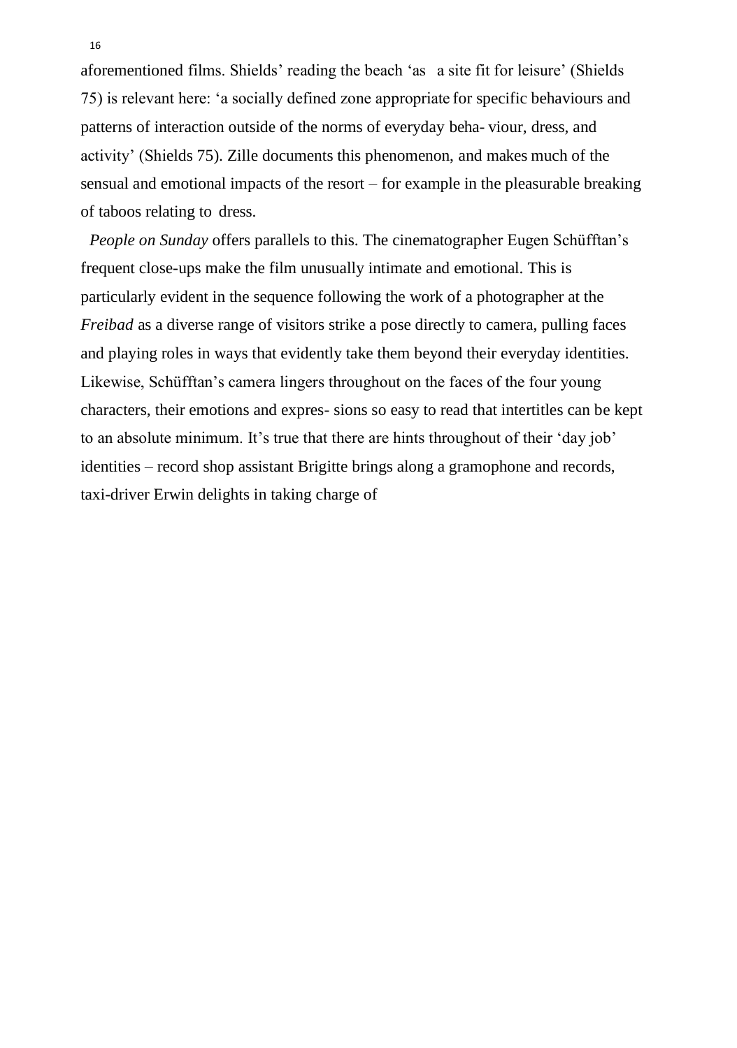aforementioned films. Shields' reading the beach 'as a site fit for leisure' (Shields 75) is relevant here: 'a socially defined zone appropriate for specific behaviours and patterns of interaction outside of the norms of everyday beha- viour, dress, and activity' (Shields 75). Zille documents this phenomenon, and makes much of the sensual and emotional impacts of the resort – for example in the pleasurable breaking of taboos relating to dress.

*People on Sunday* offers parallels to this. The cinematographer Eugen Schüfftan's frequent close-ups make the film unusually intimate and emotional. This is particularly evident in the sequence following the work of a photographer at the *Freibad* as a diverse range of visitors strike a pose directly to camera, pulling faces and playing roles in ways that evidently take them beyond their everyday identities. Likewise, Schüfftan's camera lingers throughout on the faces of the four young characters, their emotions and expres- sions so easy to read that intertitles can be kept to an absolute minimum. It's true that there are hints throughout of their 'day job' identities – record shop assistant Brigitte brings along a gramophone and records, taxi-driver Erwin delights in taking charge of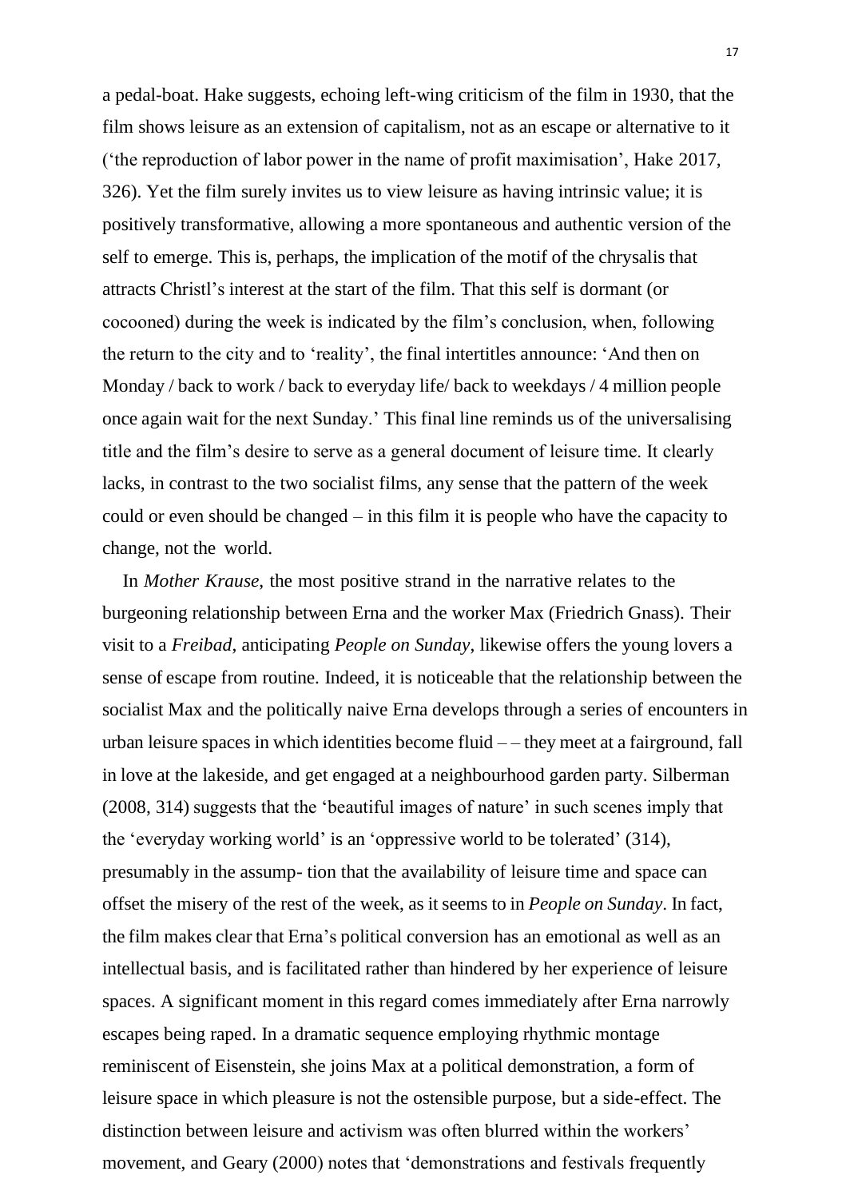a pedal-boat. Hake suggests, echoing left-wing criticism of the film in 1930, that the film shows leisure as an extension of capitalism, not as an escape or alternative to it ('the reproduction of labor power in the name of profit maximisation', Hake 2017, 326). Yet the film surely invites us to view leisure as having intrinsic value; it is positively transformative, allowing a more spontaneous and authentic version of the self to emerge. This is, perhaps, the implication of the motif of the chrysalis that attracts Christl's interest at the start of the film. That this self is dormant (or cocooned) during the week is indicated by the film's conclusion, when, following the return to the city and to 'reality', the final intertitles announce: 'And then on Monday / back to work / back to everyday life/ back to weekdays / 4 million people once again wait for the next Sunday.' This final line reminds us of the universalising title and the film's desire to serve as a general document of leisure time. It clearly lacks, in contrast to the two socialist films, any sense that the pattern of the week could or even should be changed – in this film it is people who have the capacity to change, not the world.

In *Mother Krause*, the most positive strand in the narrative relates to the burgeoning relationship between Erna and the worker Max (Friedrich Gnass). Their visit to a *Freibad*, anticipating *People on Sunday*, likewise offers the young lovers a sense of escape from routine. Indeed, it is noticeable that the relationship between the socialist Max and the politically naive Erna develops through a series of encounters in urban leisure spaces in which identities become fluid – – they meet at a fairground, fall in love at the lakeside, and get engaged at a neighbourhood garden party. Silberman (2008, 314) suggests that the 'beautiful images of nature' in such scenes imply that the 'everyday working world' is an 'oppressive world to be tolerated' (314), presumably in the assump- tion that the availability of leisure time and space can offset the misery of the rest of the week, as it seems to in *People on Sunday*. In fact, the film makes clear that Erna's political conversion has an emotional as well as an intellectual basis, and is facilitated rather than hindered by her experience of leisure spaces. A significant moment in this regard comes immediately after Erna narrowly escapes being raped. In a dramatic sequence employing rhythmic montage reminiscent of Eisenstein, she joins Max at a political demonstration, a form of leisure space in which pleasure is not the ostensible purpose, but a side-effect. The distinction between leisure and activism was often blurred within the workers' movement, and Geary (2000) notes that 'demonstrations and festivals frequently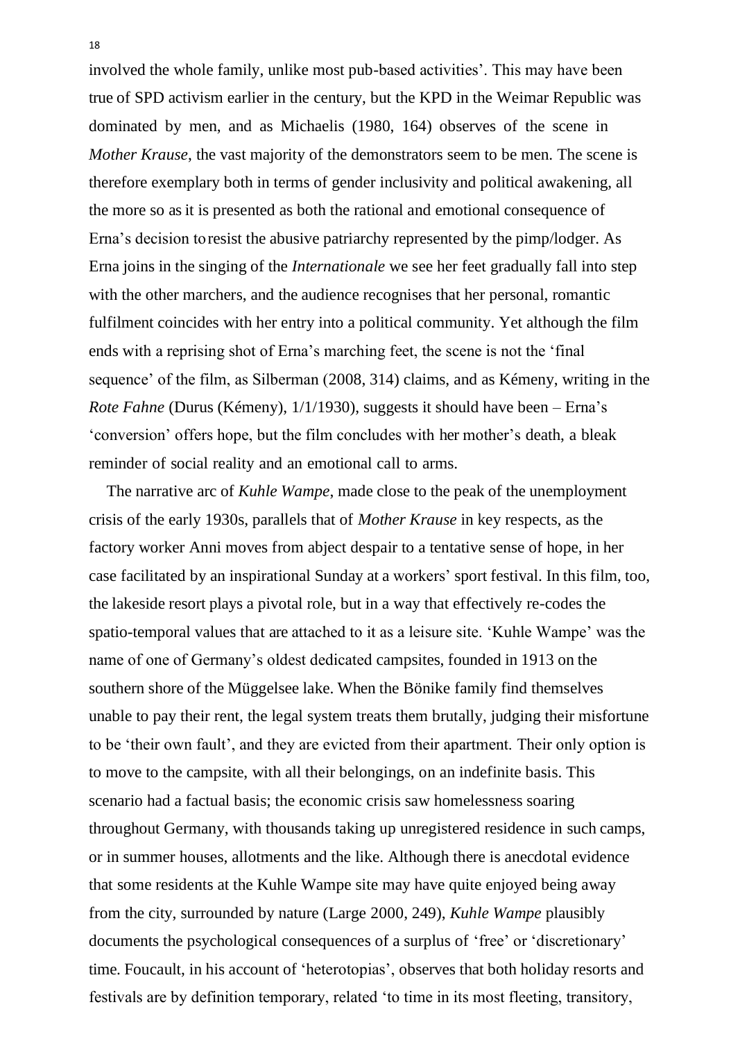involved the whole family, unlike most pub-based activities'. This may have been true of SPD activism earlier in the century, but the KPD in the Weimar Republic was dominated by men, and as Michaelis (1980, 164) observes of the scene in *Mother Krause*, the vast majority of the demonstrators seem to be men. The scene is therefore exemplary both in terms of gender inclusivity and political awakening, all the more so as it is presented as both the rational and emotional consequence of Erna's decision to resist the abusive patriarchy represented by the pimp/lodger. As Erna joins in the singing of the *Internationale* we see her feet gradually fall into step with the other marchers, and the audience recognises that her personal, romantic fulfilment coincides with her entry into a political community. Yet although the film ends with a reprising shot of Erna's marching feet, the scene is not the 'final sequence' of the film, as Silberman (2008, 314) claims, and as Kémeny, writing in the *Rote Fahne* (Durus (Kémeny), 1/1/1930), suggests it should have been – Erna's 'conversion' offers hope, but the film concludes with her mother's death, a bleak reminder of social reality and an emotional call to arms.

The narrative arc of *Kuhle Wampe*, made close to the peak of the unemployment crisis of the early 1930s, parallels that of *Mother Krause* in key respects, as the factory worker Anni moves from abject despair to a tentative sense of hope, in her case facilitated by an inspirational Sunday at a workers' sport festival. In this film, too, the lakeside resort plays a pivotal role, but in a way that effectively re-codes the spatio-temporal values that are attached to it as a leisure site. 'Kuhle Wampe' was the name of one of Germany's oldest dedicated campsites, founded in 1913 on the southern shore of the Müggelsee lake. When the Bönike family find themselves unable to pay their rent, the legal system treats them brutally, judging their misfortune to be 'their own fault', and they are evicted from their apartment. Their only option is to move to the campsite, with all their belongings, on an indefinite basis. This scenario had a factual basis; the economic crisis saw homelessness soaring throughout Germany, with thousands taking up unregistered residence in such camps, or in summer houses, allotments and the like. Although there is anecdotal evidence that some residents at the Kuhle Wampe site may have quite enjoyed being away from the city, surrounded by nature (Large 2000, 249), *Kuhle Wampe* plausibly documents the psychological consequences of a surplus of 'free' or 'discretionary' time. Foucault, in his account of 'heterotopias', observes that both holiday resorts and festivals are by definition temporary, related 'to time in its most fleeting, transitory,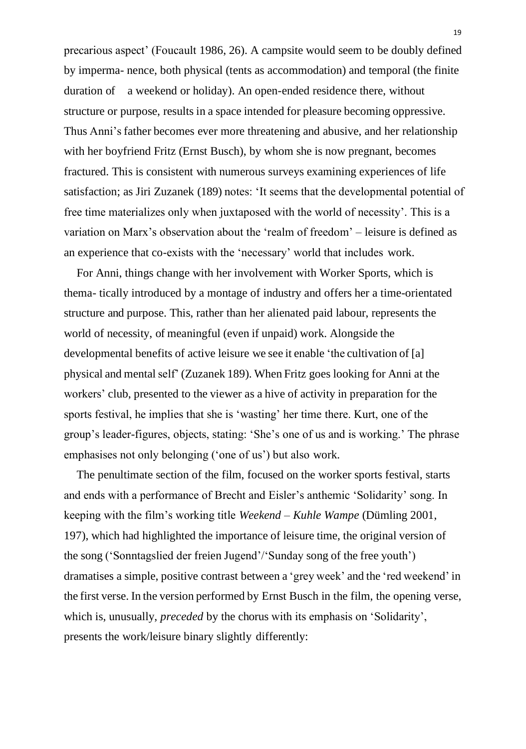precarious aspect' (Foucault 1986, 26). A campsite would seem to be doubly defined by imperma- nence, both physical (tents as accommodation) and temporal (the finite duration of a weekend or holiday). An open-ended residence there, without structure or purpose, results in a space intended for pleasure becoming oppressive. Thus Anni's father becomes ever more threatening and abusive, and her relationship with her boyfriend Fritz (Ernst Busch), by whom she is now pregnant, becomes fractured. This is consistent with numerous surveys examining experiences of life satisfaction; as Jiri Zuzanek (189) notes: 'It seems that the developmental potential of free time materializes only when juxtaposed with the world of necessity'. This is a variation on Marx's observation about the 'realm of freedom' – leisure is defined as an experience that co-exists with the 'necessary' world that includes work.

For Anni, things change with her involvement with Worker Sports, which is thema- tically introduced by a montage of industry and offers her a time-orientated structure and purpose. This, rather than her alienated paid labour, represents the world of necessity, of meaningful (even if unpaid) work. Alongside the developmental benefits of active leisure we see it enable 'the cultivation of [a] physical and mental self' (Zuzanek 189). When Fritz goes looking for Anni at the workers' club, presented to the viewer as a hive of activity in preparation for the sports festival, he implies that she is 'wasting' her time there. Kurt, one of the group's leader-figures, objects, stating: 'She's one of us and is working.' The phrase emphasises not only belonging ('one of us') but also work.

The penultimate section of the film, focused on the worker sports festival, starts and ends with a performance of Brecht and Eisler's anthemic 'Solidarity' song. In keeping with the film's working title *Weekend – Kuhle Wampe* (Dümling 2001, 197), which had highlighted the importance of leisure time, the original version of the song ('Sonntagslied der freien Jugend'/'Sunday song of the free youth') dramatises a simple, positive contrast between a 'grey week' and the 'red weekend' in the first verse. In the version performed by Ernst Busch in the film, the opening verse, which is, unusually, *preceded* by the chorus with its emphasis on 'Solidarity', presents the work/leisure binary slightly differently: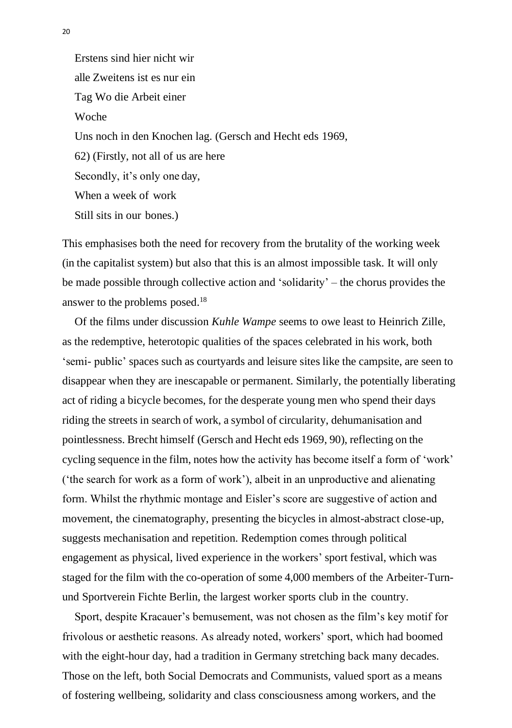Erstens sind hier nicht wir
alle Zweitens ist es nur ein
Tag Wo die Arbeit einer
Woche
Uns noch in den Knochen lag. (Gersch and Hecht eds 1969,
62) (Firstly, not all of us are here
Secondly, it's only one day,
When a week of work
Still sits in our bones.)

This emphasises both the need for recovery from the brutality of the working week (in the capitalist system) but also that this is an almost impossible task. It will only be made possible through collective action and 'solidarity' – the chorus provides the answer to the problems posed.[18]

Of the films under discussion *Kuhle Wampe* seems to owe least to Heinrich Zille, as the redemptive, heterotopic qualities of the spaces celebrated in his work, both 'semi- public' spaces such as courtyards and leisure sites like the campsite, are seen to disappear when they are inescapable or permanent. Similarly, the potentially liberating act of riding a bicycle becomes, for the desperate young men who spend their days riding the streets in search of work, a symbol of circularity, dehumanisation and pointlessness. Brecht himself (Gersch and Hecht eds 1969, 90), reflecting on the cycling sequence in the film, notes how the activity has become itself a form of 'work' ('the search for work as a form of work'), albeit in an unproductive and alienating form. Whilst the rhythmic montage and Eisler's score are suggestive of action and movement, the cinematography, presenting the bicycles in almost-abstract close-up, suggests mechanisation and repetition. Redemption comes through political engagement as physical, lived experience in the workers' sport festival, which was staged for the film with the co-operation of some 4,000 members of the Arbeiter-Turn- und Sportverein Fichte Berlin, the largest worker sports club in the country.

Sport, despite Kracauer's bemusement, was not chosen as the film's key motif for frivolous or aesthetic reasons. As already noted, workers' sport, which had boomed with the eight-hour day, had a tradition in Germany stretching back many decades. Those on the left, both Social Democrats and Communists, valued sport as a means of fostering wellbeing, solidarity and class consciousness among workers, and the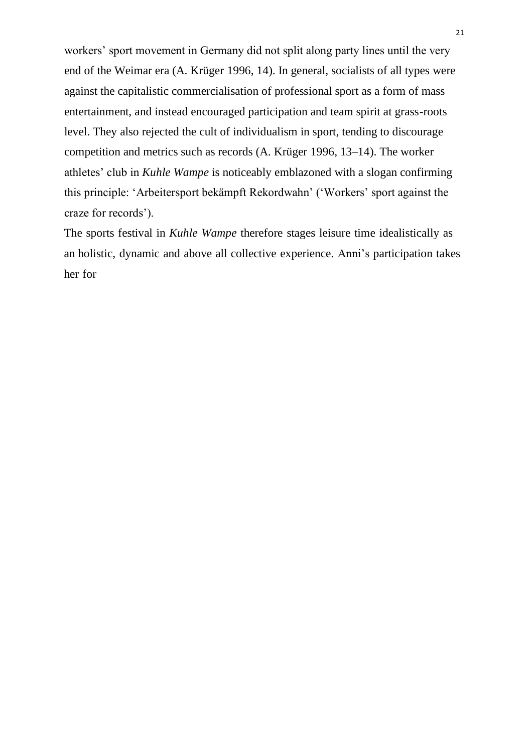workers' sport movement in Germany did not split along party lines until the very end of the Weimar era (A. Krüger 1996, 14). In general, socialists of all types were against the capitalistic commercialisation of professional sport as a form of mass entertainment, and instead encouraged participation and team spirit at grass-roots level. They also rejected the cult of individualism in sport, tending to discourage competition and metrics such as records (A. Krüger 1996, 13–14). The worker athletes' club in *Kuhle Wampe* is noticeably emblazoned with a slogan confirming this principle: 'Arbeitersport bekämpft Rekordwahn' ('Workers' sport against the craze for records').

The sports festival in *Kuhle Wampe* therefore stages leisure time idealistically as an holistic, dynamic and above all collective experience. Anni's participation takes her for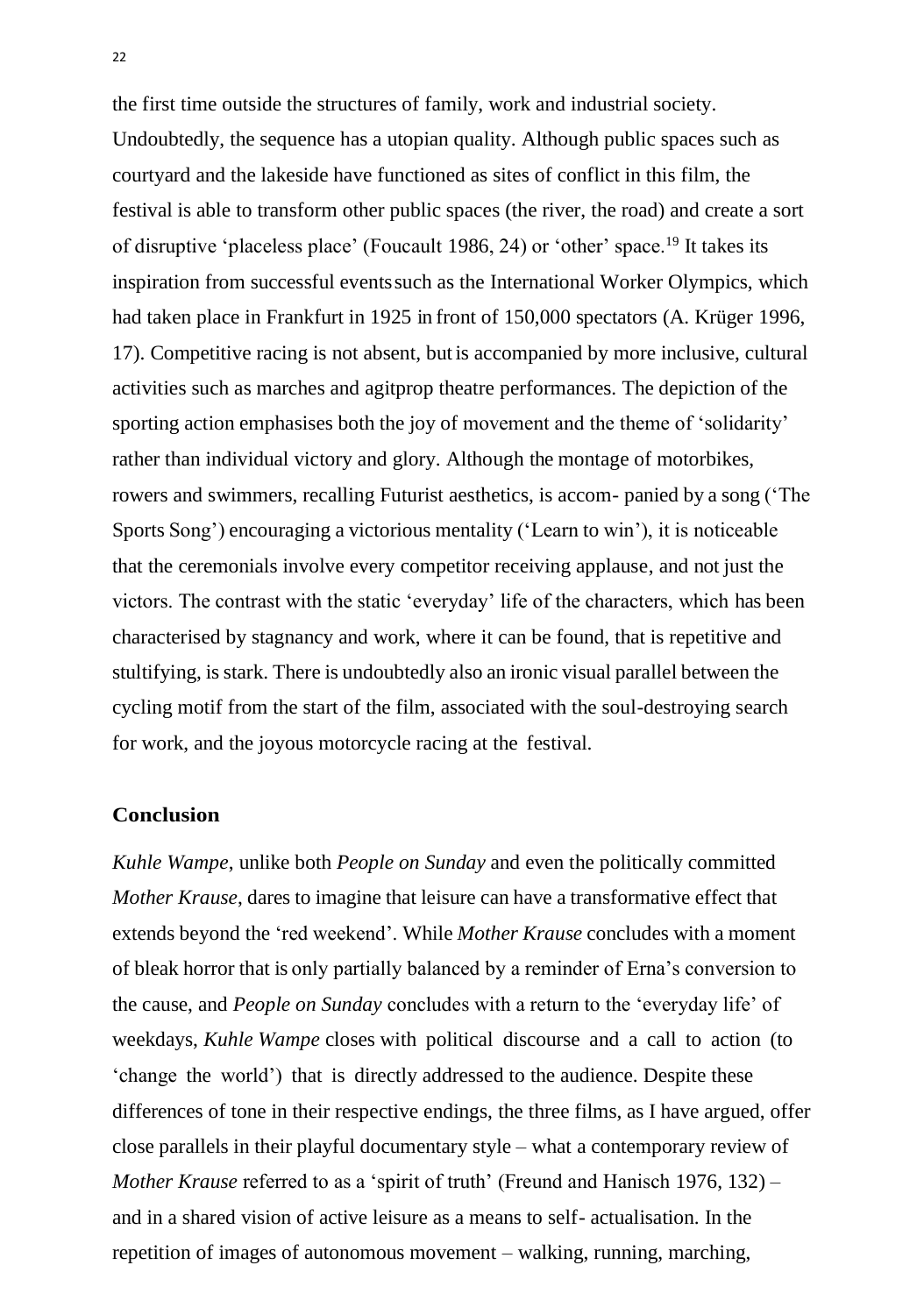the first time outside the structures of family, work and industrial society. Undoubtedly, the sequence has a utopian quality. Although public spaces such as courtyard and the lakeside have functioned as sites of conflict in this film, the festival is able to transform other public spaces (the river, the road) and create a sort of disruptive 'placeless place' (Foucault 1986, 24) or 'other' space.[19] It takes its inspiration from successful events such as the International Worker Olympics, which had taken place in Frankfurt in 1925 in front of 150,000 spectators (A. Krüger 1996, 17). Competitive racing is not absent, but is accompanied by more inclusive, cultural activities such as marches and agitprop theatre performances. The depiction of the sporting action emphasises both the joy of movement and the theme of 'solidarity' rather than individual victory and glory. Although the montage of motorbikes, rowers and swimmers, recalling Futurist aesthetics, is accom- panied by a song ('The Sports Song') encouraging a victorious mentality ('Learn to win'), it is noticeable that the ceremonials involve every competitor receiving applause, and not just the victors. The contrast with the static 'everyday' life of the characters, which has been characterised by stagnancy and work, where it can be found, that is repetitive and stultifying, is stark. There is undoubtedly also an ironic visual parallel between the cycling motif from the start of the film, associated with the soul-destroying search for work, and the joyous motorcycle racing at the festival.

## Conclusion

*Kuhle Wampe*, unlike both *People on Sunday* and even the politically committed *Mother Krause*, dares to imagine that leisure can have a transformative effect that extends beyond the 'red weekend'. While *Mother Krause* concludes with a moment of bleak horror that is only partially balanced by a reminder of Erna's conversion to the cause, and *People on Sunday* concludes with a return to the 'everyday life' of weekdays, *Kuhle Wampe* closes with political discourse and a call to action (to 'change the world') that is directly addressed to the audience. Despite these differences of tone in their respective endings, the three films, as I have argued, offer close parallels in their playful documentary style – what a contemporary review of *Mother Krause* referred to as a 'spirit of truth' (Freund and Hanisch 1976, 132) – and in a shared vision of active leisure as a means to self- actualisation. In the repetition of images of autonomous movement – walking, running, marching,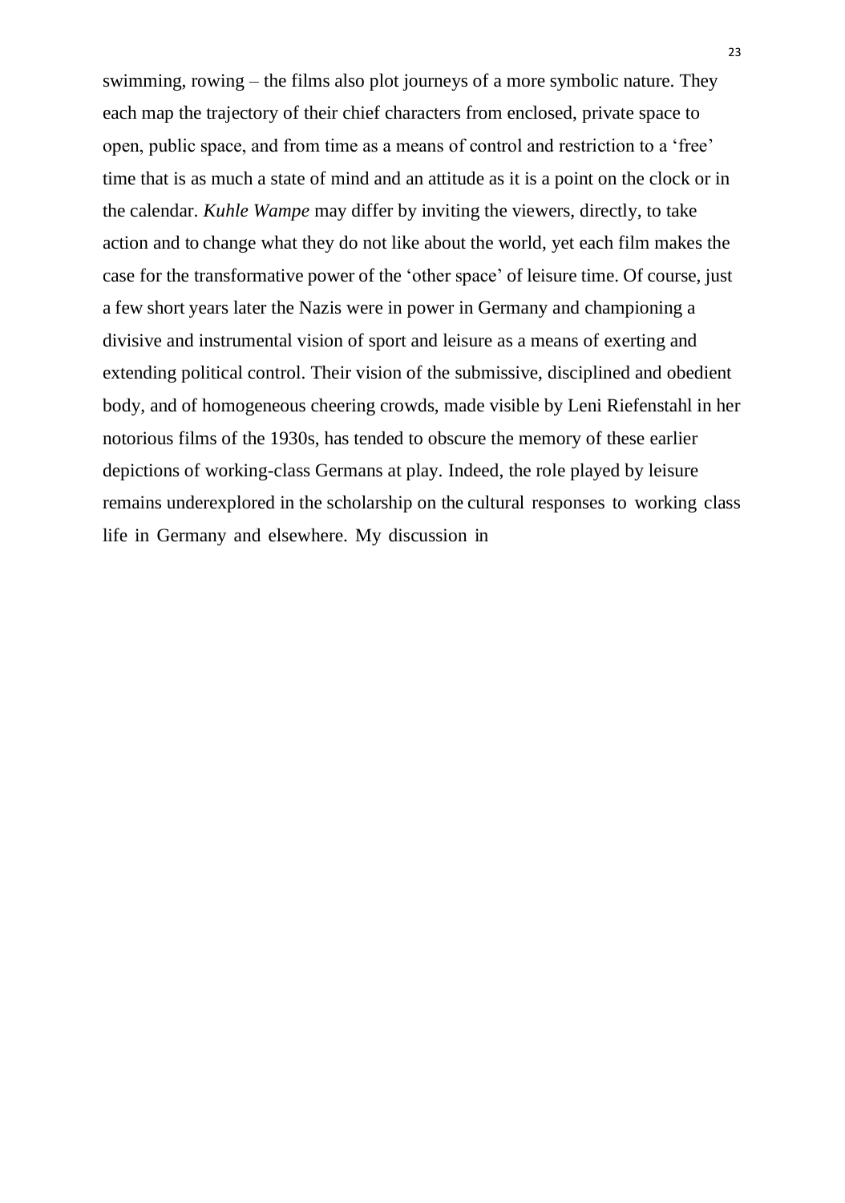swimming, rowing – the films also plot journeys of a more symbolic nature. They each map the trajectory of their chief characters from enclosed, private space to open, public space, and from time as a means of control and restriction to a 'free' time that is as much a state of mind and an attitude as it is a point on the clock or in the calendar. *Kuhle Wampe* may differ by inviting the viewers, directly, to take action and to change what they do not like about the world, yet each film makes the case for the transformative power of the 'other space' of leisure time. Of course, just a few short years later the Nazis were in power in Germany and championing a divisive and instrumental vision of sport and leisure as a means of exerting and extending political control. Their vision of the submissive, disciplined and obedient body, and of homogeneous cheering crowds, made visible by Leni Riefenstahl in her notorious films of the 1930s, has tended to obscure the memory of these earlier depictions of working-class Germans at play. Indeed, the role played by leisure remains underexplored in the scholarship on the cultural responses to working class life in Germany and elsewhere. My discussion in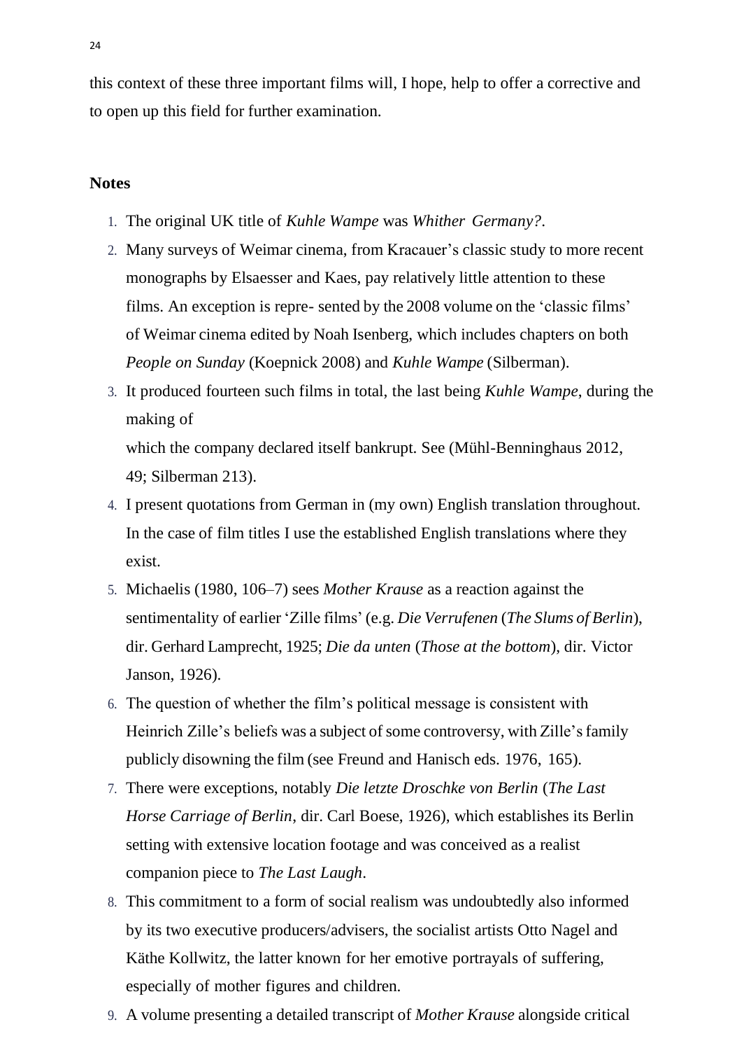this context of these three important films will, I hope, help to offer a corrective and to open up this field for further examination.

## Notes

1. The original UK title of *Kuhle Wampe* was *Whither Germany?*.
2. Many surveys of Weimar cinema, from Kracauer's classic study to more recent monographs by Elsaesser and Kaes, pay relatively little attention to these films. An exception is repre- sented by the 2008 volume on the 'classic films' of Weimar cinema edited by Noah Isenberg, which includes chapters on both *People on Sunday* (Koepnick 2008) and *Kuhle Wampe* (Silberman).
3. It produced fourteen such films in total, the last being *Kuhle Wampe*, during the making of which the company declared itself bankrupt. See (Mühl-Benninghaus 2012, 49; Silberman 213).
4. I present quotations from German in (my own) English translation throughout. In the case of film titles I use the established English translations where they exist.
5. Michaelis (1980, 106–7) sees *Mother Krause* as a reaction against the sentimentality of earlier 'Zille films' (e.g. *Die Verrufenen* (*The Slums of Berlin*), dir. Gerhard Lamprecht, 1925; *Die da unten* (*Those at the bottom*), dir. Victor Janson, 1926).
6. The question of whether the film's political message is consistent with Heinrich Zille's beliefs was a subject of some controversy, with Zille's family publicly disowning the film (see Freund and Hanisch eds. 1976, 165).
7. There were exceptions, notably *Die letzte Droschke von Berlin* (*The Last Horse Carriage of Berlin*, dir. Carl Boese, 1926), which establishes its Berlin setting with extensive location footage and was conceived as a realist companion piece to *The Last Laugh*.
8. This commitment to a form of social realism was undoubtedly also informed by its two executive producers/advisers, the socialist artists Otto Nagel and Käthe Kollwitz, the latter known for her emotive portrayals of suffering, especially of mother figures and children.
9. A volume presenting a detailed transcript of *Mother Krause* alongside critical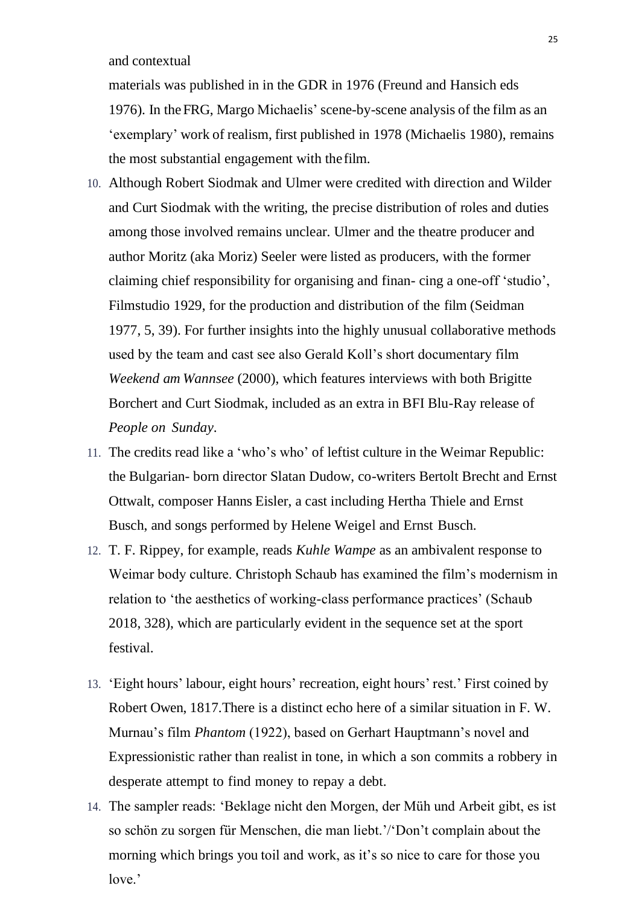and contextual

materials was published in in the GDR in 1976 (Freund and Hansich eds 1976). In the FRG, Margo Michaelis' scene-by-scene analysis of the film as an 'exemplary' work of realism, first published in 1978 (Michaelis 1980), remains the most substantial engagement with the film.

10. Although Robert Siodmak and Ulmer were credited with direction and Wilder and Curt Siodmak with the writing, the precise distribution of roles and duties among those involved remains unclear. Ulmer and the theatre producer and author Moritz (aka Moriz) Seeler were listed as producers, with the former claiming chief responsibility for organising and finan- cing a one-off 'studio', Filmstudio 1929, for the production and distribution of the film (Seidman 1977, 5, 39). For further insights into the highly unusual collaborative methods used by the team and cast see also Gerald Koll's short documentary film *Weekend am Wannsee* (2000), which features interviews with both Brigitte Borchert and Curt Siodmak, included as an extra in BFI Blu-Ray release of *People on Sunday*.
11. The credits read like a 'who's who' of leftist culture in the Weimar Republic: the Bulgarian- born director Slatan Dudow, co-writers Bertolt Brecht and Ernst Ottwalt, composer Hanns Eisler, a cast including Hertha Thiele and Ernst Busch, and songs performed by Helene Weigel and Ernst Busch.
12. T. F. Rippey, for example, reads *Kuhle Wampe* as an ambivalent response to Weimar body culture. Christoph Schaub has examined the film's modernism in relation to 'the aesthetics of working-class performance practices' (Schaub 2018, 328), which are particularly evident in the sequence set at the sport festival.
13. 'Eight hours' labour, eight hours' recreation, eight hours' rest.' First coined by Robert Owen, 1817.There is a distinct echo here of a similar situation in F. W. Murnau's film *Phantom* (1922), based on Gerhart Hauptmann's novel and Expressionistic rather than realist in tone, in which a son commits a robbery in desperate attempt to find money to repay a debt.
14. The sampler reads: 'Beklage nicht den Morgen, der Müh und Arbeit gibt, es ist so schön zu sorgen für Menschen, die man liebt.'/'Don't complain about the morning which brings you toil and work, as it's so nice to care for those you love.'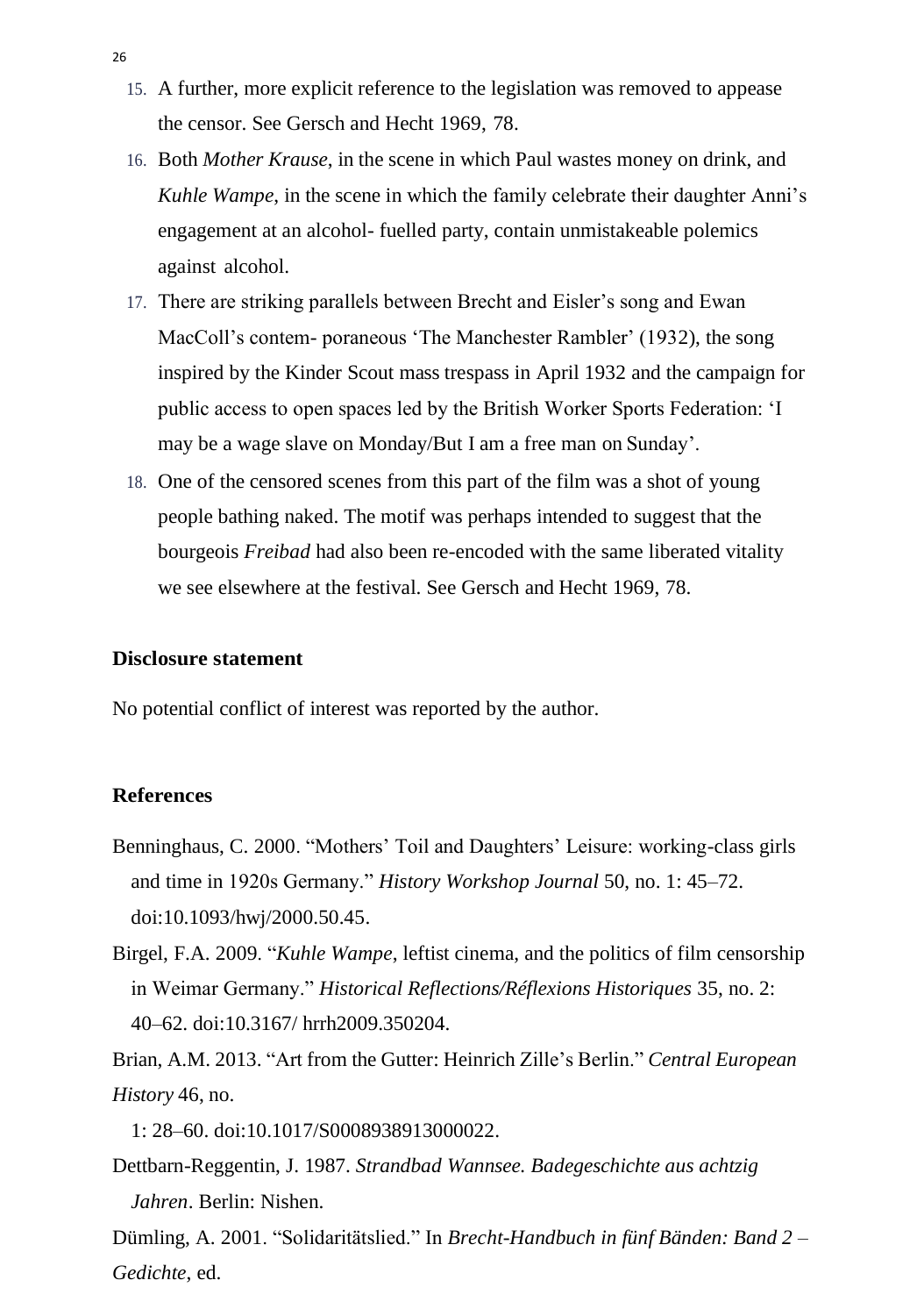15. A further, more explicit reference to the legislation was removed to appease the censor. See Gersch and Hecht 1969, 78.
16. Both *Mother Krause*, in the scene in which Paul wastes money on drink, and *Kuhle Wampe*, in the scene in which the family celebrate their daughter Anni's engagement at an alcohol- fuelled party, contain unmistakeable polemics against alcohol.
17. There are striking parallels between Brecht and Eisler's song and Ewan MacColl's contem- poraneous 'The Manchester Rambler' (1932), the song inspired by the Kinder Scout mass trespass in April 1932 and the campaign for public access to open spaces led by the British Worker Sports Federation: 'I may be a wage slave on Monday/But I am a free man on Sunday'.
18. One of the censored scenes from this part of the film was a shot of young people bathing naked. The motif was perhaps intended to suggest that the bourgeois *Freibad* had also been re-encoded with the same liberated vitality we see elsewhere at the festival. See Gersch and Hecht 1969, 78.

## Disclosure statement

No potential conflict of interest was reported by the author.

## References

Benninghaus, C. 2000. "Mothers' Toil and Daughters' Leisure: working-class girls and time in 1920s Germany." *History Workshop Journal* 50, no. 1: 45–72. doi:10.1093/hwj/2000.50.45.

Birgel, F.A. 2009. "*Kuhle Wampe*, leftist cinema, and the politics of film censorship in Weimar Germany." *Historical Reflections/Réflexions Historiques* 35, no. 2: 40–62. doi:10.3167/ hrrh2009.350204.

Brian, A.M. 2013. "Art from the Gutter: Heinrich Zille's Berlin." *Central European History* 46, no. 1: 28–60. doi:10.1017/S0008938913000022.

Dettbarn-Reggentin, J. 1987. *Strandbad Wannsee. Badegeschichte aus achtzig Jahren*. Berlin: Nishen.

Dümling, A. 2001. "Solidaritätslied." In *Brecht-Handbuch in fünf Bänden: Band 2 – Gedichte*, ed.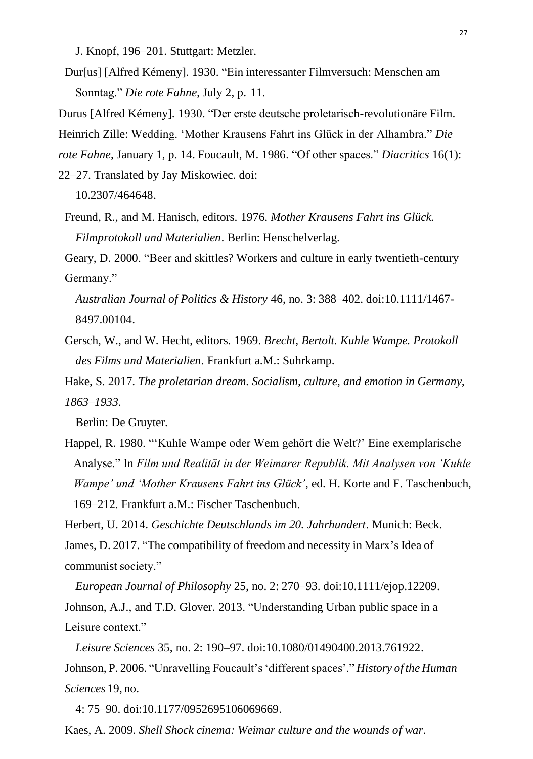J. Knopf, 196–201. Stuttgart: Metzler.

Dur[us] [Alfred Kémeny]. 1930. "Ein interessanter Filmversuch: Menschen am Sonntag." *Die rote Fahne*, July 2, p. 11.

Durus [Alfred Kémeny]. 1930. "Der erste deutsche proletarisch-revolutionäre Film. Heinrich Zille: Wedding. 'Mother Krausens Fahrt ins Glück in der Alhambra." *Die rote Fahne*, January 1, p. 14.

Foucault, M. 1986. "Of other spaces." *Diacritics* 16(1): 22–27. Translated by Jay Miskowiec. doi: 10.2307/464648.

Freund, R., and M. Hanisch, editors. 1976. *Mother Krausens Fahrt ins Glück. Filmprotokoll und Materialien*. Berlin: Henschelverlag.

Geary, D. 2000. "Beer and skittles? Workers and culture in early twentieth-century Germany." *Australian Journal of Politics & History* 46, no. 3: 388–402. doi:10.1111/1467-8497.00104.

Gersch, W., and W. Hecht, editors. 1969. *Brecht, Bertolt. Kuhle Wampe. Protokoll des Films und Materialien*. Frankfurt a.M.: Suhrkamp.

Hake, S. 2017. *The proletarian dream. Socialism, culture, and emotion in Germany, 1863–1933*. Berlin: De Gruyter.

Happel, R. 1980. "'Kuhle Wampe oder Wem gehört die Welt?' Eine exemplarische Analyse." In *Film und Realität in der Weimarer Republik. Mit Analysen von 'Kuhle Wampe' und 'Mother Krausens Fahrt ins Glück'*, ed. H. Korte and F. Taschenbuch, 169–212. Frankfurt a.M.: Fischer Taschenbuch.

Herbert, U. 2014. *Geschichte Deutschlands im 20. Jahrhundert*. Munich: Beck.

James, D. 2017. "The compatibility of freedom and necessity in Marx's Idea of communist society." *European Journal of Philosophy* 25, no. 2: 270–93. doi:10.1111/ejop.12209.

Johnson, A.J., and T.D. Glover. 2013. "Understanding Urban public space in a Leisure context." *Leisure Sciences* 35, no. 2: 190–97. doi:10.1080/01490400.2013.761922.

Johnson, P. 2006. "Unravelling Foucault's 'different spaces'." *History of the Human Sciences* 19, no. 4: 75–90. doi:10.1177/0952695106069669.

Kaes, A. 2009. *Shell Shock cinema: Weimar culture and the wounds of war*.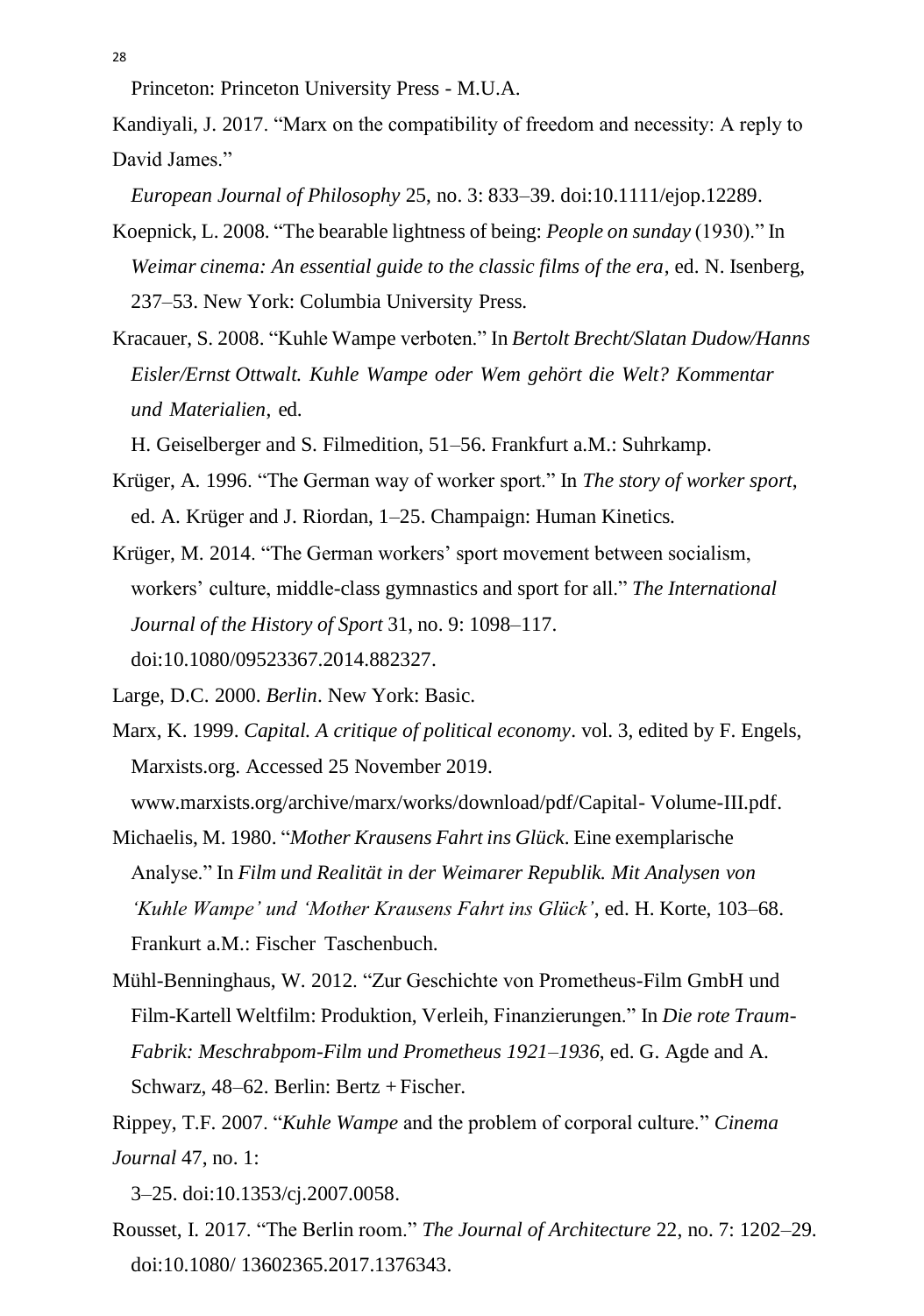Princeton: Princeton University Press - M.U.A.

Kandiyali, J. 2017. “Marx on the compatibility of freedom and necessity: A reply to David James.” *European Journal of Philosophy* 25, no. 3: 833–39. doi:10.1111/ejop.12289.

Koepnick, L. 2008. “The bearable lightness of being: *People on sunday* (1930).” In *Weimar cinema: An essential guide to the classic films of the era*, ed. N. Isenberg, 237–53. New York: Columbia University Press.

Kracauer, S. 2008. “Kuhle Wampe verboten.” In *Bertolt Brecht/Slatan Dudow/Hanns Eisler/Ernst Ottwalt. Kuhle Wampe oder Wem gehört die Welt? Kommentar und Materialien*, ed. H. Geiselberger and S. Filmedition, 51–56. Frankfurt a.M.: Suhrkamp.

Krüger, A. 1996. “The German way of worker sport.” In *The story of worker sport*, ed. A. Krüger and J. Riordan, 1–25. Champaign: Human Kinetics.

Krüger, M. 2014. “The German workers’ sport movement between socialism, workers’ culture, middle-class gymnastics and sport for all.” *The International Journal of the History of Sport* 31, no. 9: 1098–117. doi:10.1080/09523367.2014.882327.

Large, D.C. 2000. *Berlin*. New York: Basic.

Marx, K. 1999. *Capital. A critique of political economy*. vol. 3, edited by F. Engels, Marxists.org. Accessed 25 November 2019. www.marxists.org/archive/marx/works/download/pdf/Capital- Volume-III.pdf.

Michaelis, M. 1980. “*Mother Krausens Fahrt ins Glück*. Eine exemplarische Analyse.” In *Film und Realität in der Weimarer Republik. Mit Analysen von ‘Kuhle Wampe’ und ‘Mother Krausens Fahrt ins Glück’*, ed. H. Korte, 103–68. Frankurt a.M.: Fischer Taschenbuch.

Mühl-Benninghaus, W. 2012. “Zur Geschichte von Prometheus-Film GmbH und Film-Kartell Weltfilm: Produktion, Verleih, Finanzierungen.” In *Die rote Traum-Fabrik: Meschrabpom-Film und Prometheus 1921–1936*, ed. G. Agde and A. Schwarz, 48–62. Berlin: Bertz + Fischer.

Rippey, T.F. 2007. “*Kuhle Wampe* and the problem of corporal culture.” *Cinema Journal* 47, no. 1: 3–25. doi:10.1353/cj.2007.0058.

Rousset, I. 2017. “The Berlin room.” *The Journal of Architecture* 22, no. 7: 1202–29. doi:10.1080/ 13602365.2017.1376343.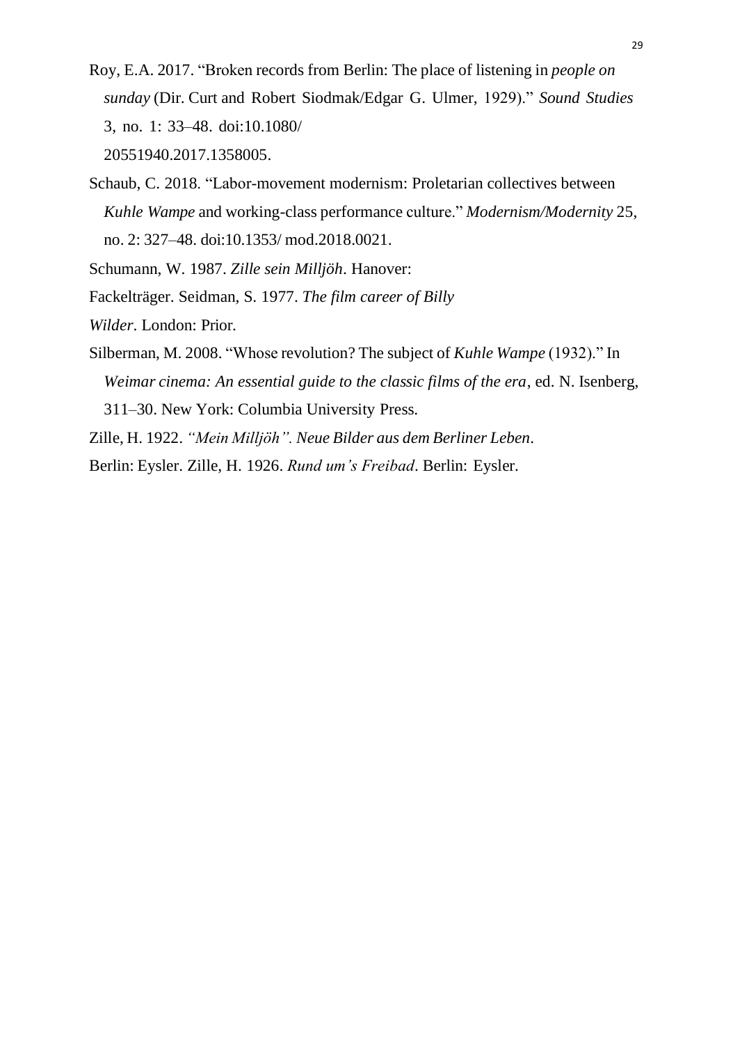Roy, E.A. 2017. "Broken records from Berlin: The place of listening in *people on sunday* (Dir. Curt and Robert Siodmak/Edgar G. Ulmer, 1929)." *Sound Studies* 3, no. 1: 33–48. doi:10.1080/20551940.2017.1358005.

Schaub, C. 2018. "Labor-movement modernism: Proletarian collectives between *Kuhle Wampe* and working-class performance culture." *Modernism/Modernity* 25, no. 2: 327–48. doi:10.1353/ mod.2018.0021.

Schumann, W. 1987. *Zille sein Milljöh*. Hanover: Fackelträger.

Seidman, S. 1977. *The film career of Billy Wilder*. London: Prior.

Silberman, M. 2008. "Whose revolution? The subject of *Kuhle Wampe* (1932)." In *Weimar cinema: An essential guide to the classic films of the era*, ed. N. Isenberg, 311–30. New York: Columbia University Press.

Zille, H. 1922. *"Mein Milljöh". Neue Bilder aus dem Berliner Leben*. Berlin: Eysler.

Zille, H. 1926. *Rund um's Freibad*. Berlin: Eysler.